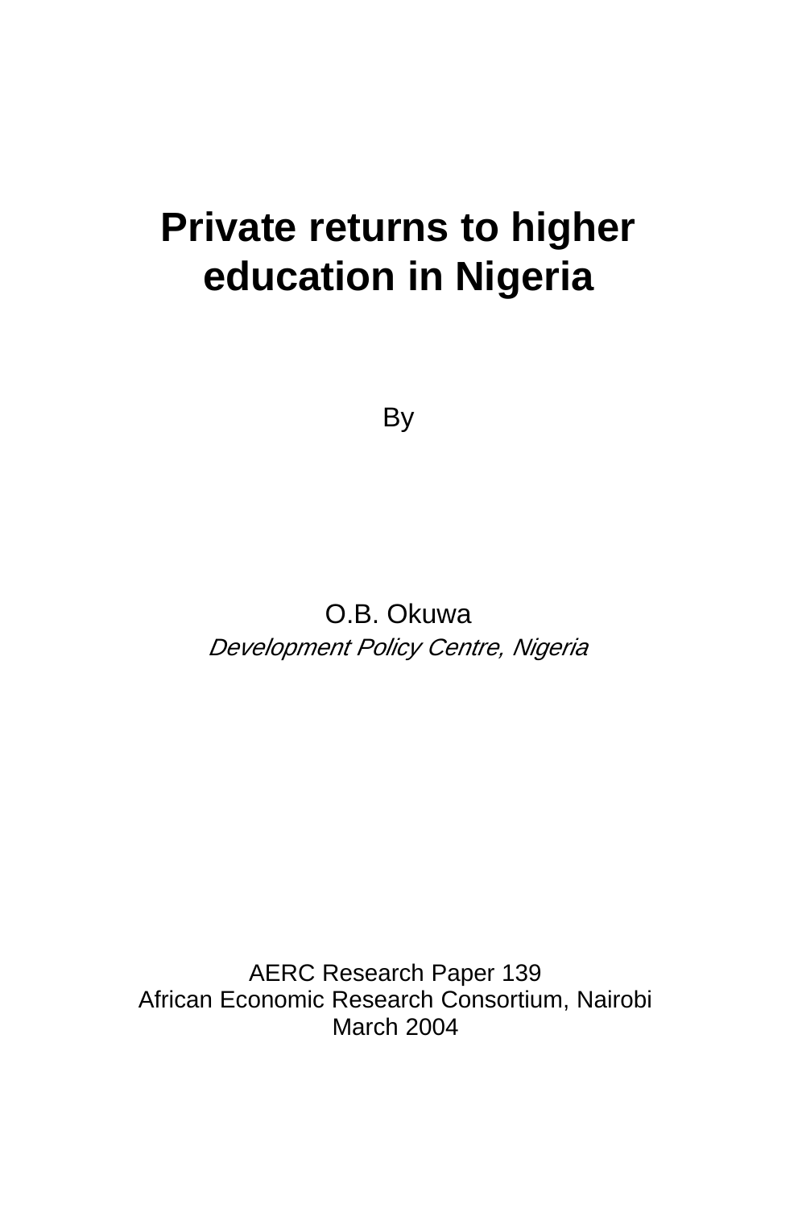# Private returns to higher education in Nigeria

By

O.B. Okuwa

*Development Policy Centre, Nigeria*

AERC Research Paper 139
African Economic Research Consortium, Nairobi
March 2004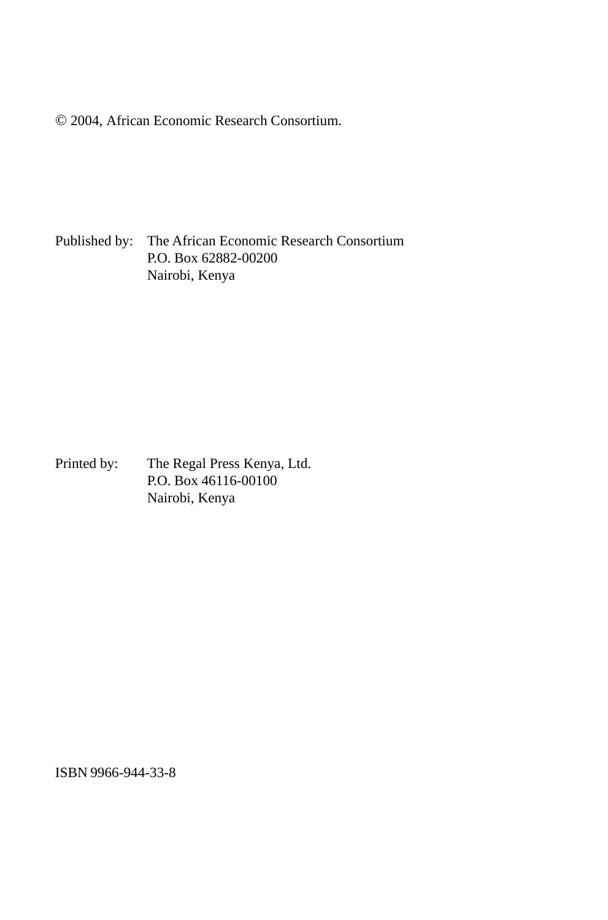© 2004, African Economic Research Consortium.

Published by: The African Economic Research Consortium
P.O. Box 62882-00200
Nairobi, Kenya

Printed by: The Regal Press Kenya, Ltd.
P.O. Box 46116-00100
Nairobi, Kenya

ISBN 9966-944-33-8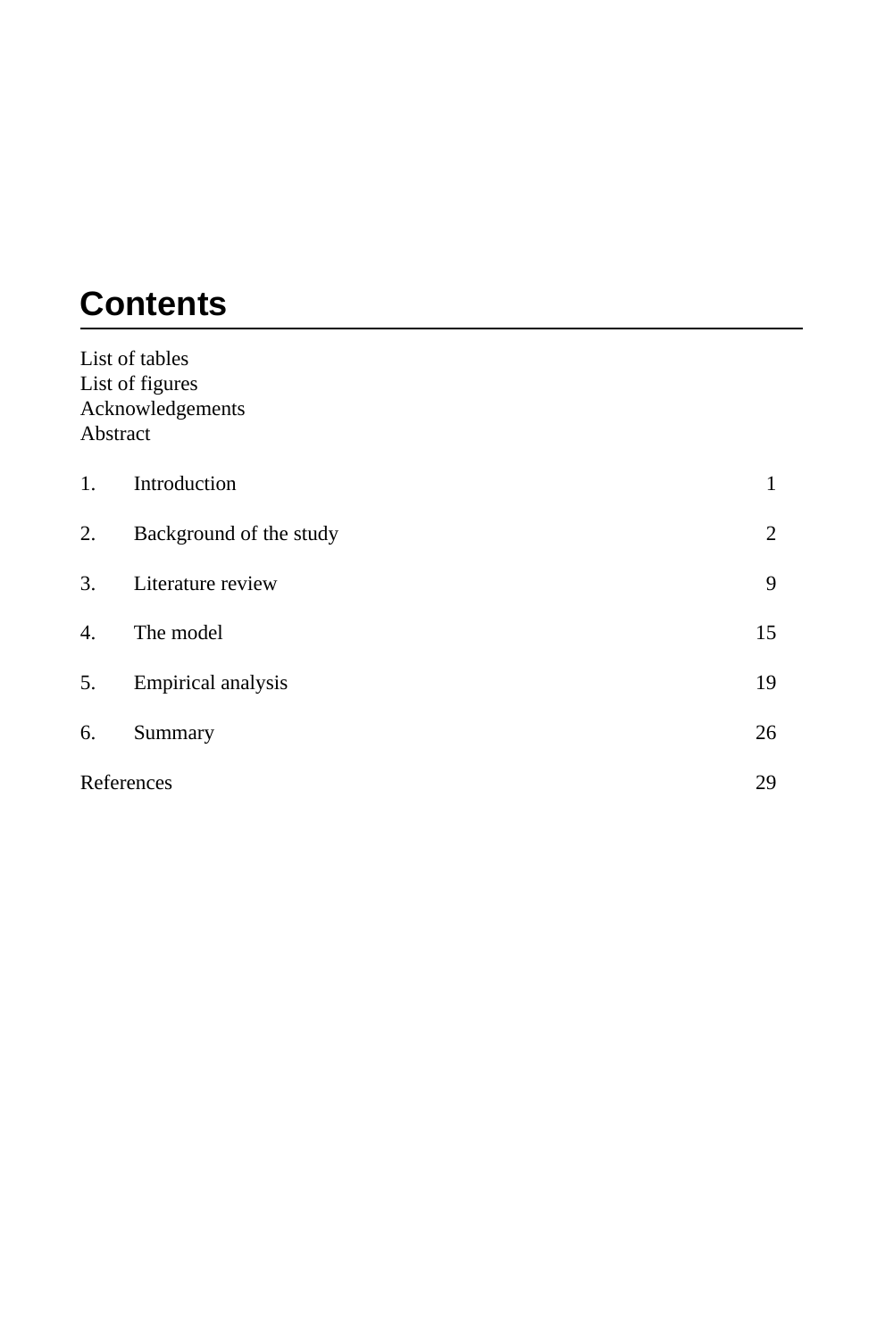# Contents

List of tables
List of figures
Acknowledgements
Abstract

| | | |
|---|---|---|
| 1. | Introduction | 1 |
| 2. | Background of the study | 2 |
| 3. | Literature review | 9 |
| 4. | The model | 15 |
| 5. | Empirical analysis | 19 |
| 6. | Summary | 26 |
| References | | 29 |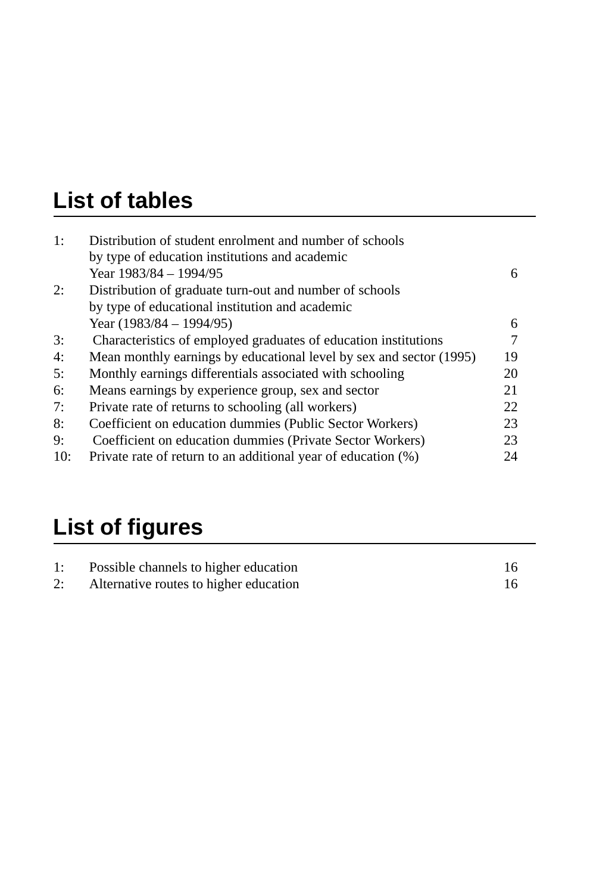## List of tables

| | | |
|---|---|---|
| 1: | Distribution of student enrolment and number of schools by type of education institutions and academic Year 1983/84 – 1994/95 | 6 |
| 2: | Distribution of graduate turn-out and number of schools by type of educational institution and academic Year (1983/84 – 1994/95) | 6 |
| 3: | Characteristics of employed graduates of education institutions | 7 |
| 4: | Mean monthly earnings by educational level by sex and sector (1995) | 19 |
| 5: | Monthly earnings differentials associated with schooling | 20 |
| 6: | Means earnings by experience group, sex and sector | 21 |
| 7: | Private rate of returns to schooling (all workers) | 22 |
| 8: | Coefficient on education dummies (Public Sector Workers) | 23 |
| 9: | Coefficient on education dummies (Private Sector Workers) | 23 |
| 10: | Private rate of return to an additional year of education (%) | 24 |

## List of figures

| | | |
|---|---|---|
| 1: | Possible channels to higher education | 16 |
| 2: | Alternative routes to higher education | 16 |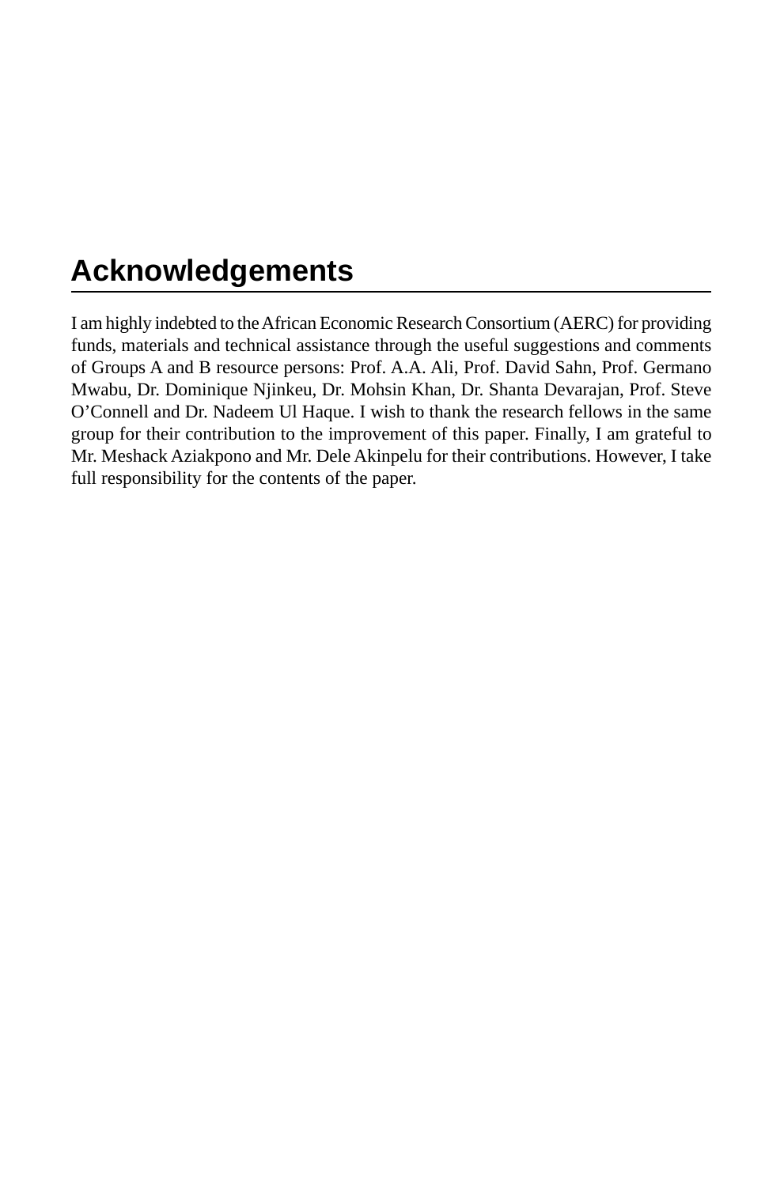## Acknowledgements

I am highly indebted to the African Economic Research Consortium (AERC) for providing funds, materials and technical assistance through the useful suggestions and comments of Groups A and B resource persons: Prof. A.A. Ali, Prof. David Sahn, Prof. Germano Mwabu, Dr. Dominique Njinkeu, Dr. Mohsin Khan, Dr. Shanta Devarajan, Prof. Steve O'Connell and Dr. Nadeem Ul Haque. I wish to thank the research fellows in the same group for their contribution to the improvement of this paper. Finally, I am grateful to Mr. Meshack Aziakpono and Mr. Dele Akinpelu for their contributions. However, I take full responsibility for the contents of the paper.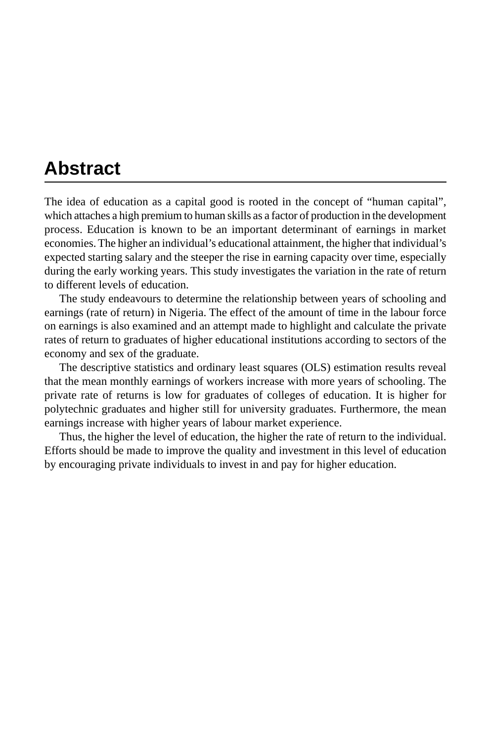## Abstract

The idea of education as a capital good is rooted in the concept of "human capital", which attaches a high premium to human skills as a factor of production in the development process. Education is known to be an important determinant of earnings in market economies. The higher an individual's educational attainment, the higher that individual's expected starting salary and the steeper the rise in earning capacity over time, especially during the early working years. This study investigates the variation in the rate of return to different levels of education.

The study endeavours to determine the relationship between years of schooling and earnings (rate of return) in Nigeria. The effect of the amount of time in the labour force on earnings is also examined and an attempt made to highlight and calculate the private rates of return to graduates of higher educational institutions according to sectors of the economy and sex of the graduate.

The descriptive statistics and ordinary least squares (OLS) estimation results reveal that the mean monthly earnings of workers increase with more years of schooling. The private rate of returns is low for graduates of colleges of education. It is higher for polytechnic graduates and higher still for university graduates. Furthermore, the mean earnings increase with higher years of labour market experience.

Thus, the higher the level of education, the higher the rate of return to the individual. Efforts should be made to improve the quality and investment in this level of education by encouraging private individuals to invest in and pay for higher education.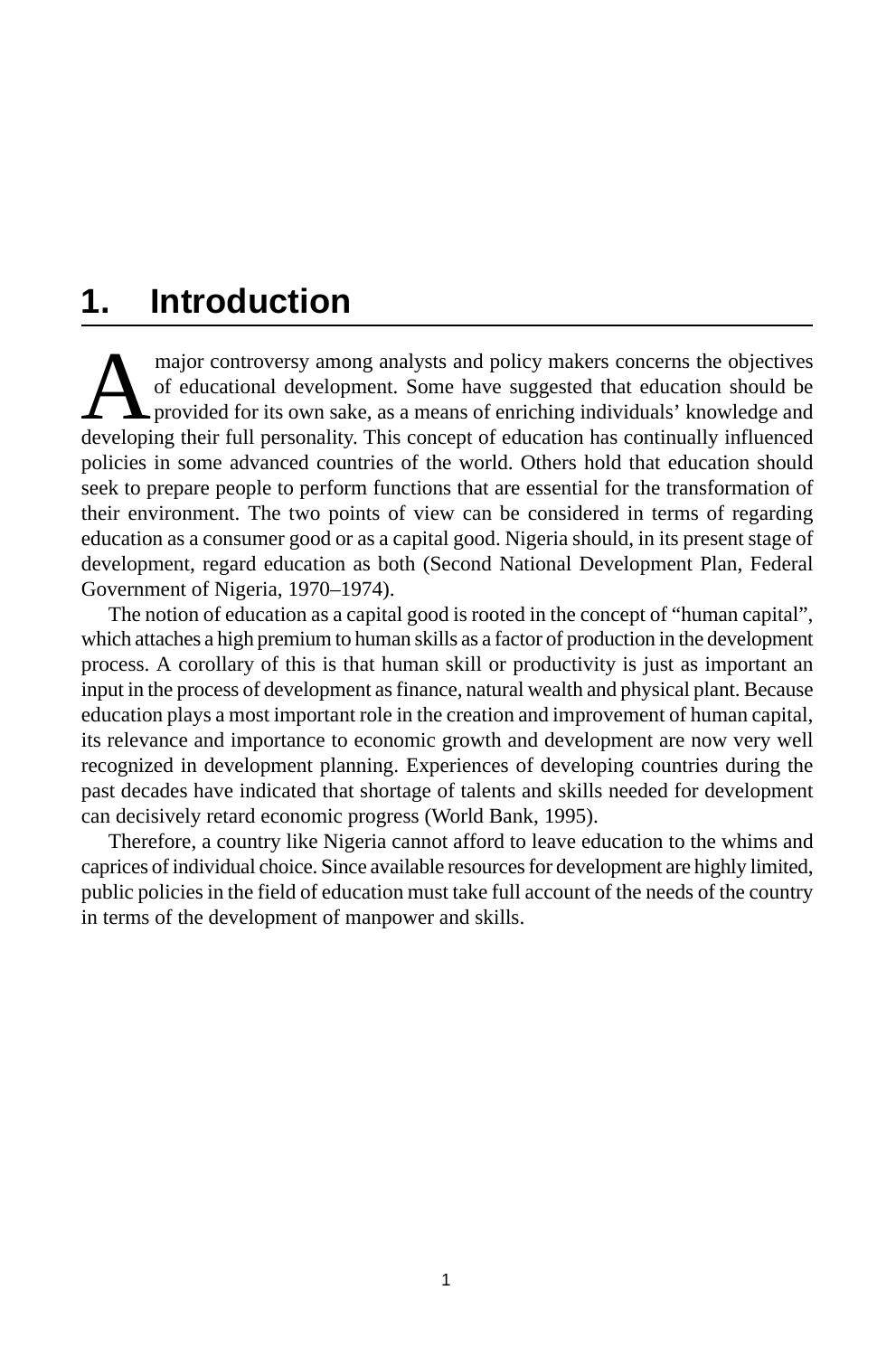# 1. Introduction

A major controversy among analysts and policy makers concerns the objectives of educational development. Some have suggested that education should be provided for its own sake, as a means of enriching individuals' knowledge and developing their full personality. This concept of education has continually influenced policies in some advanced countries of the world. Others hold that education should seek to prepare people to perform functions that are essential for the transformation of their environment. The two points of view can be considered in terms of regarding education as a consumer good or as a capital good. Nigeria should, in its present stage of development, regard education as both (Second National Development Plan, Federal Government of Nigeria, 1970–1974).

The notion of education as a capital good is rooted in the concept of "human capital", which attaches a high premium to human skills as a factor of production in the development process. A corollary of this is that human skill or productivity is just as important an input in the process of development as finance, natural wealth and physical plant. Because education plays a most important role in the creation and improvement of human capital, its relevance and importance to economic growth and development are now very well recognized in development planning. Experiences of developing countries during the past decades have indicated that shortage of talents and skills needed for development can decisively retard economic progress (World Bank, 1995).

Therefore, a country like Nigeria cannot afford to leave education to the whims and caprices of individual choice. Since available resources for development are highly limited, public policies in the field of education must take full account of the needs of the country in terms of the development of manpower and skills.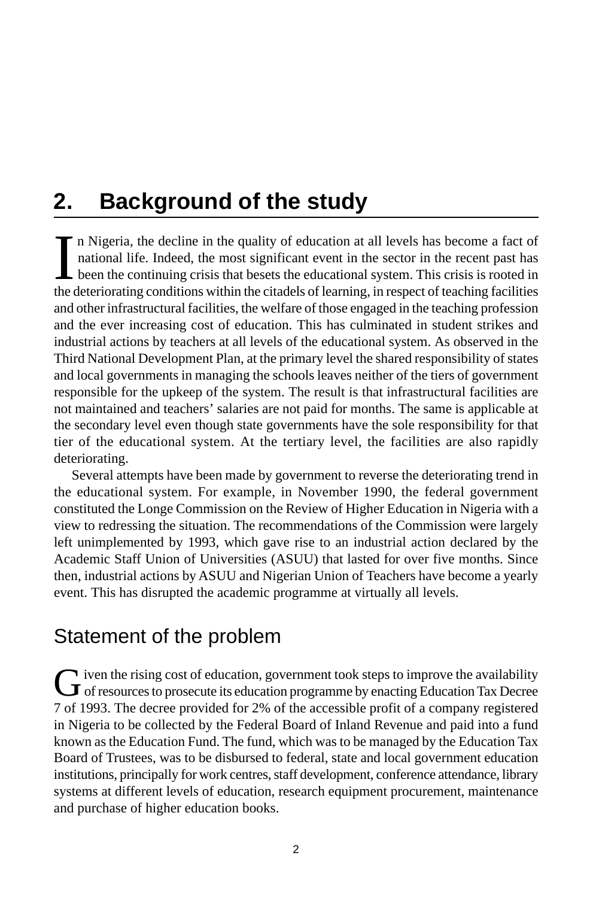## 2. Background of the study

In Nigeria, the decline in the quality of education at all levels has become a fact of national life. Indeed, the most significant event in the sector in the recent past has been the continuing crisis that besets the educational system. This crisis is rooted in the deteriorating conditions within the citadels of learning, in respect of teaching facilities and other infrastructural facilities, the welfare of those engaged in the teaching profession and the ever increasing cost of education. This has culminated in student strikes and industrial actions by teachers at all levels of the educational system. As observed in the Third National Development Plan, at the primary level the shared responsibility of states and local governments in managing the schools leaves neither of the tiers of government responsible for the upkeep of the system. The result is that infrastructural facilities are not maintained and teachers' salaries are not paid for months. The same is applicable at the secondary level even though state governments have the sole responsibility for that tier of the educational system. At the tertiary level, the facilities are also rapidly deteriorating.

Several attempts have been made by government to reverse the deteriorating trend in the educational system. For example, in November 1990, the federal government constituted the Longe Commission on the Review of Higher Education in Nigeria with a view to redressing the situation. The recommendations of the Commission were largely left unimplemented by 1993, which gave rise to an industrial action declared by the Academic Staff Union of Universities (ASUU) that lasted for over five months. Since then, industrial actions by ASUU and Nigerian Union of Teachers have become a yearly event. This has disrupted the academic programme at virtually all levels.

### Statement of the problem

Given the rising cost of education, government took steps to improve the availability of resources to prosecute its education programme by enacting Education Tax Decree 7 of 1993. The decree provided for 2% of the accessible profit of a company registered in Nigeria to be collected by the Federal Board of Inland Revenue and paid into a fund known as the Education Fund. The fund, which was to be managed by the Education Tax Board of Trustees, was to be disbursed to federal, state and local government education institutions, principally for work centres, staff development, conference attendance, library systems at different levels of education, research equipment procurement, maintenance and purchase of higher education books.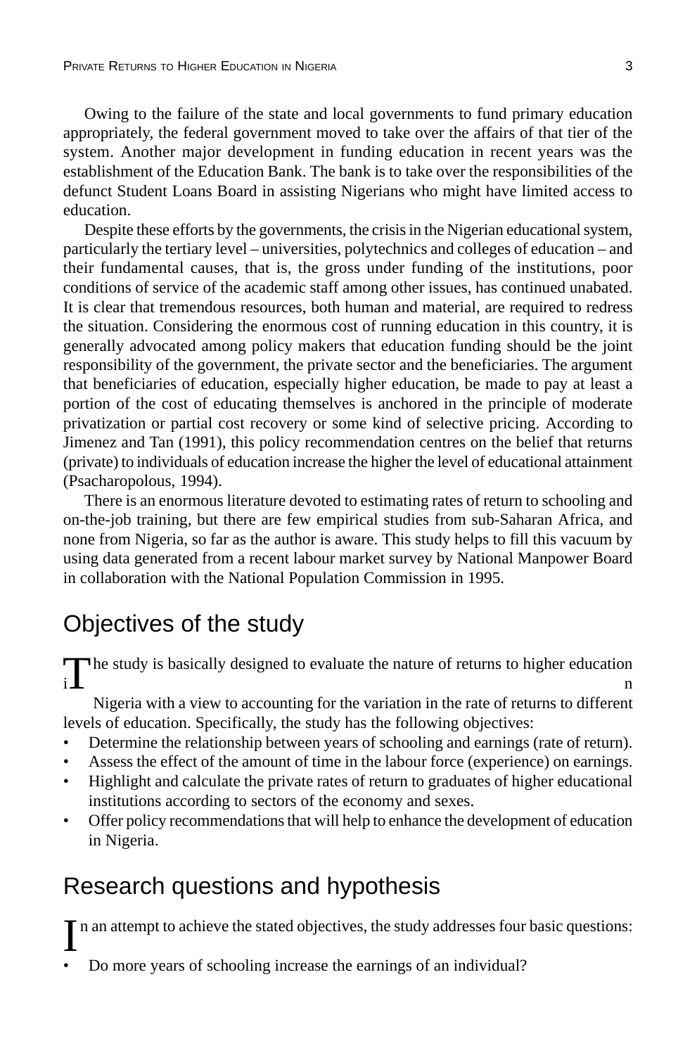Owing to the failure of the state and local governments to fund primary education appropriately, the federal government moved to take over the affairs of that tier of the system. Another major development in funding education in recent years was the establishment of the Education Bank. The bank is to take over the responsibilities of the defunct Student Loans Board in assisting Nigerians who might have limited access to education.

Despite these efforts by the governments, the crisis in the Nigerian educational system, particularly the tertiary level – universities, polytechnics and colleges of education – and their fundamental causes, that is, the gross under funding of the institutions, poor conditions of service of the academic staff among other issues, has continued unabated. It is clear that tremendous resources, both human and material, are required to redress the situation. Considering the enormous cost of running education in this country, it is generally advocated among policy makers that education funding should be the joint responsibility of the government, the private sector and the beneficiaries. The argument that beneficiaries of education, especially higher education, be made to pay at least a portion of the cost of educating themselves is anchored in the principle of moderate privatization or partial cost recovery or some kind of selective pricing. According to Jimenez and Tan (1991), this policy recommendation centres on the belief that returns (private) to individuals of education increase the higher the level of educational attainment (Psacharopolous, 1994).

There is an enormous literature devoted to estimating rates of return to schooling and on-the-job training, but there are few empirical studies from sub-Saharan Africa, and none from Nigeria, so far as the author is aware. This study helps to fill this vacuum by using data generated from a recent labour market survey by National Manpower Board in collaboration with the National Population Commission in 1995.

## Objectives of the study

The study is basically designed to evaluate the nature of returns to higher education in Nigeria with a view to accounting for the variation in the rate of returns to different levels of education. Specifically, the study has the following objectives:

- Determine the relationship between years of schooling and earnings (rate of return).
- Assess the effect of the amount of time in the labour force (experience) on earnings.
- Highlight and calculate the private rates of return to graduates of higher educational institutions according to sectors of the economy and sexes.
- Offer policy recommendations that will help to enhance the development of education in Nigeria.

## Research questions and hypothesis

In an attempt to achieve the stated objectives, the study addresses four basic questions:

- Do more years of schooling increase the earnings of an individual?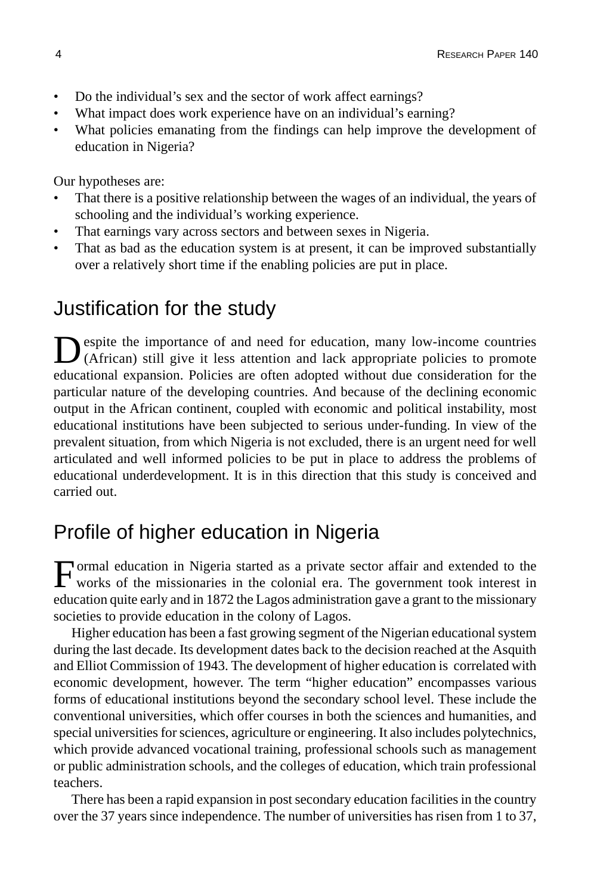- Do the individual's sex and the sector of work affect earnings?
- What impact does work experience have on an individual's earning?
- What policies emanating from the findings can help improve the development of education in Nigeria?

Our hypotheses are:

- That there is a positive relationship between the wages of an individual, the years of schooling and the individual's working experience.
- That earnings vary across sectors and between sexes in Nigeria.
- That as bad as the education system is at present, it can be improved substantially over a relatively short time if the enabling policies are put in place.

## Justification for the study

Despite the importance of and need for education, many low-income countries (African) still give it less attention and lack appropriate policies to promote educational expansion. Policies are often adopted without due consideration for the particular nature of the developing countries. And because of the declining economic output in the African continent, coupled with economic and political instability, most educational institutions have been subjected to serious under-funding. In view of the prevalent situation, from which Nigeria is not excluded, there is an urgent need for well articulated and well informed policies to be put in place to address the problems of educational underdevelopment. It is in this direction that this study is conceived and carried out.

## Profile of higher education in Nigeria

Formal education in Nigeria started as a private sector affair and extended to the works of the missionaries in the colonial era. The government took interest in education quite early and in 1872 the Lagos administration gave a grant to the missionary societies to provide education in the colony of Lagos.

Higher education has been a fast growing segment of the Nigerian educational system during the last decade. Its development dates back to the decision reached at the Asquith and Elliot Commission of 1943. The development of higher education is correlated with economic development, however. The term "higher education" encompasses various forms of educational institutions beyond the secondary school level. These include the conventional universities, which offer courses in both the sciences and humanities, and special universities for sciences, agriculture or engineering. It also includes polytechnics, which provide advanced vocational training, professional schools such as management or public administration schools, and the colleges of education, which train professional teachers.

There has been a rapid expansion in post secondary education facilities in the country over the 37 years since independence. The number of universities has risen from 1 to 37,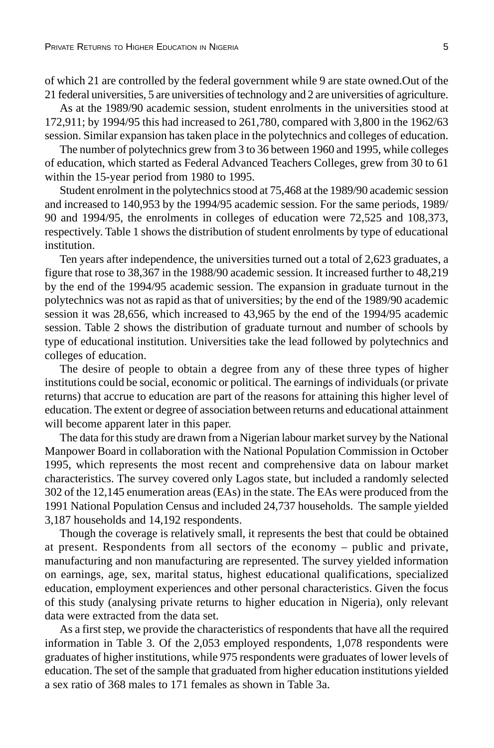of which 21 are controlled by the federal government while 9 are state owned.Out of the 21 federal universities, 5 are universities of technology and 2 are universities of agriculture.

As at the 1989/90 academic session, student enrolments in the universities stood at 172,911; by 1994/95 this had increased to 261,780, compared with 3,800 in the 1962/63 session. Similar expansion has taken place in the polytechnics and colleges of education.

The number of polytechnics grew from 3 to 36 between 1960 and 1995, while colleges of education, which started as Federal Advanced Teachers Colleges, grew from 30 to 61 within the 15-year period from 1980 to 1995.

Student enrolment in the polytechnics stood at 75,468 at the 1989/90 academic session and increased to 140,953 by the 1994/95 academic session. For the same periods, 1989/90 and 1994/95, the enrolments in colleges of education were 72,525 and 108,373, respectively. Table 1 shows the distribution of student enrolments by type of educational institution.

Ten years after independence, the universities turned out a total of 2,623 graduates, a figure that rose to 38,367 in the 1988/90 academic session. It increased further to 48,219 by the end of the 1994/95 academic session. The expansion in graduate turnout in the polytechnics was not as rapid as that of universities; by the end of the 1989/90 academic session it was 28,656, which increased to 43,965 by the end of the 1994/95 academic session. Table 2 shows the distribution of graduate turnout and number of schools by type of educational institution. Universities take the lead followed by polytechnics and colleges of education.

The desire of people to obtain a degree from any of these three types of higher institutions could be social, economic or political. The earnings of individuals (or private returns) that accrue to education are part of the reasons for attaining this higher level of education. The extent or degree of association between returns and educational attainment will become apparent later in this paper.

The data for this study are drawn from a Nigerian labour market survey by the National Manpower Board in collaboration with the National Population Commission in October 1995, which represents the most recent and comprehensive data on labour market characteristics. The survey covered only Lagos state, but included a randomly selected 302 of the 12,145 enumeration areas (EAs) in the state. The EAs were produced from the 1991 National Population Census and included 24,737 households. The sample yielded 3,187 households and 14,192 respondents.

Though the coverage is relatively small, it represents the best that could be obtained at present. Respondents from all sectors of the economy – public and private, manufacturing and non manufacturing are represented. The survey yielded information on earnings, age, sex, marital status, highest educational qualifications, specialized education, employment experiences and other personal characteristics. Given the focus of this study (analysing private returns to higher education in Nigeria), only relevant data were extracted from the data set.

As a first step, we provide the characteristics of respondents that have all the required information in Table 3. Of the 2,053 employed respondents, 1,078 respondents were graduates of higher institutions, while 975 respondents were graduates of lower levels of education. The set of the sample that graduated from higher education institutions yielded a sex ratio of 368 males to 171 females as shown in Table 3a.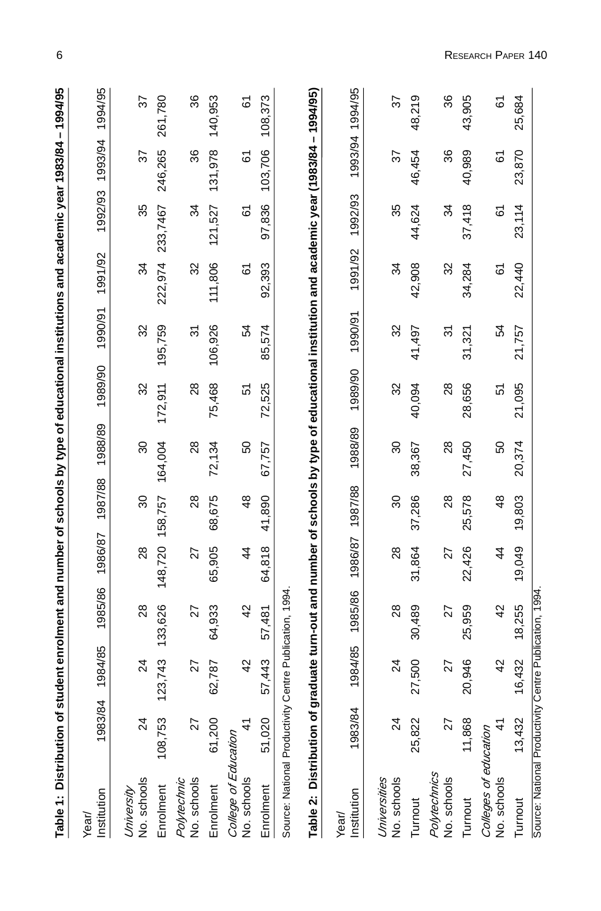**Table 1: Distribution of student enrolment and number of schools by type of educational institutions and academic year 1983/84 – 1994/95**

| Year/ Institution | 1983/84 | 1984/85 | 1985/86 | 1986/87 | 1987/88 | 1988/89 | 1989/90 | 1990/91 | 1991/92 | 1992/93 | 1993/94 | 1994/95 |
|---|---|---|---|---|---|---|---|---|---|---|---|---|
| *University* | | | | | | | | | | | | |
| No. schools | 24 | 24 | 28 | 28 | 30 | 30 | 32 | 32 | 34 | 35 | 37 | 37 |
| Enrolment | 108,753 | 123,743 | 133,626 | 148,720 | 158,757 | 164,004 | 172,911 | 195,759 | 222,974 | 233,7467 | 246,265 | 261,780 |
| *Polytechnic* | | | | | | | | | | | | |
| No. schools | 27 | 27 | 27 | 27 | 28 | 28 | 28 | 31 | 32 | 34 | 36 | 36 |
| Enrolment | 61,200 | 62,787 | 64,933 | 65,905 | 68,675 | 72,134 | 75,468 | 106,926 | 111,806 | 121,527 | 131,978 | 140,953 |
| *College of Education* | | | | | | | | | | | | |
| No. schools | 41 | 42 | 42 | 44 | 48 | 50 | 51 | 54 | 61 | 61 | 61 | 61 |
| Enrolment | 51,020 | 57,443 | 57,481 | 64,818 | 41,890 | 67,757 | 72,525 | 85,574 | 92,393 | 97,836 | 103,706 | 108,373 |

Source: National Productivity Centre Publication, 1994.

**Table 2: Distribution of graduate turn-out and number of schools by type of educational institution and academic year (1983/84 – 1994/95)**

| Year/ Institution | 1983/84 | 1984/85 | 1985/86 | 1986/87 | 1987/88 | 1988/89 | 1989/90 | 1990/91 | 1991/92 | 1992/93 | 1993/94 | 1994/95 |
|---|---|---|---|---|---|---|---|---|---|---|---|---|
| *Universities* | | | | | | | | | | | | |
| No. schools | 24 | 24 | 28 | 28 | 30 | 30 | 32 | 32 | 34 | 35 | 37 | 37 |
| Turnout | 25,822 | 27,500 | 30,489 | 31,864 | 37,286 | 38,367 | 40,094 | 41,497 | 42,908 | 44,624 | 46,454 | 48,219 |
| *Polytechnics* | | | | | | | | | | | | |
| No. schools | 27 | 27 | 27 | 27 | 28 | 28 | 28 | 31 | 32 | 34 | 36 | 36 |
| Turnout | 11,868 | 20,946 | 25,959 | 22,426 | 25,578 | 27,450 | 28,656 | 31,321 | 34,284 | 37,418 | 40,989 | 43,905 |
| *Colleges of education* | | | | | | | | | | | | |
| No. schools | 41 | 42 | 42 | 44 | 48 | 50 | 51 | 54 | 61 | 61 | 61 | 61 |
| Turnout | 13,432 | 16,432 | 18,255 | 19,049 | 19,803 | 20,374 | 21,095 | 21,757 | 22,440 | 23,114 | 23,870 | 25,684 |

Source: National Productivity Centre Publication, 1994.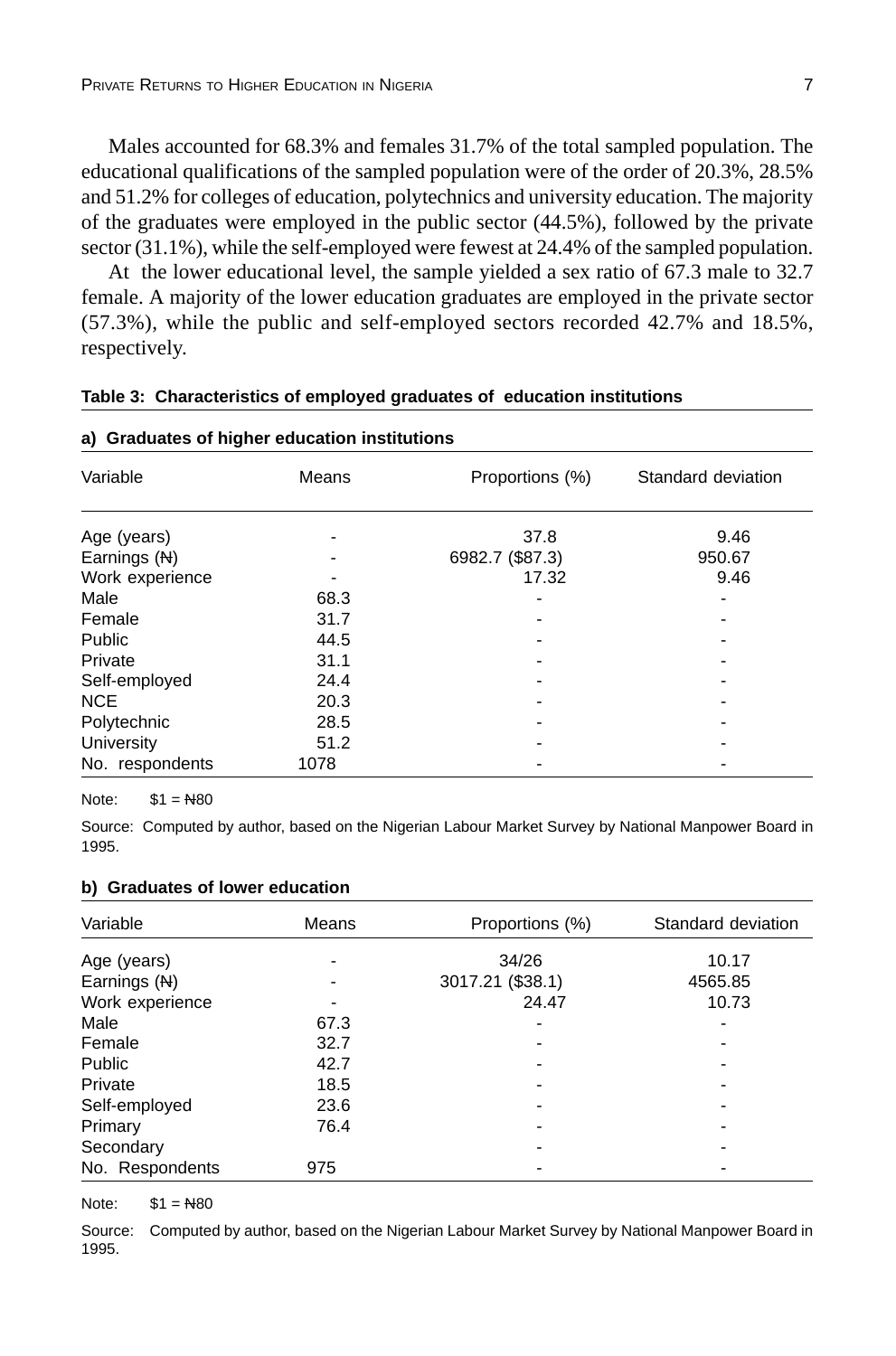Males accounted for 68.3% and females 31.7% of the total sampled population. The educational qualifications of the sampled population were of the order of 20.3%, 28.5% and 51.2% for colleges of education, polytechnics and university education. The majority of the graduates were employed in the public sector (44.5%), followed by the private sector (31.1%), while the self-employed were fewest at 24.4% of the sampled population.

At the lower educational level, the sample yielded a sex ratio of 67.3 male to 32.7 female. A majority of the lower education graduates are employed in the private sector (57.3%), while the public and self-employed sectors recorded 42.7% and 18.5%, respectively.

**Table 3: Characteristics of employed graduates of education institutions**

**a) Graduates of higher education institutions**

| Variable | Means | Proportions (%) | Standard deviation |
|---|---|---|---|
| Age (years) | - | 37.8 | 9.46 |
| Earnings (₦) | - | 6982.7 ($87.3) | 950.67 |
| Work experience | - | 17.32 | 9.46 |
| Male | 68.3 | - | - |
| Female | 31.7 | - | - |
| Public | 44.5 | - | - |
| Private | 31.1 | - | - |
| Self-employed | 24.4 | - | - |
| NCE | 20.3 | - | - |
| Polytechnic | 28.5 | - | - |
| University | 51.2 | - | - |
| No. respondents | 1078 | - | - |

Note: $1 = ₦80

Source: Computed by author, based on the Nigerian Labour Market Survey by National Manpower Board in 1995.

**b) Graduates of lower education**

| Variable | Means | Proportions (%) | Standard deviation |
|---|---|---|---|
| Age (years) | - | 34/26 | 10.17 |
| Earnings (₦) | - | 3017.21 ($38.1) | 4565.85 |
| Work experience | - | 24.47 | 10.73 |
| Male | 67.3 | - | - |
| Female | 32.7 | - | - |
| Public | 42.7 | - | - |
| Private | 18.5 | - | - |
| Self-employed | 23.6 | - | - |
| Primary | 76.4 | - | - |
| Secondary | | - | - |
| No. Respondents | 975 | - | - |

Note: $1 = ₦80

Source: Computed by author, based on the Nigerian Labour Market Survey by National Manpower Board in 1995.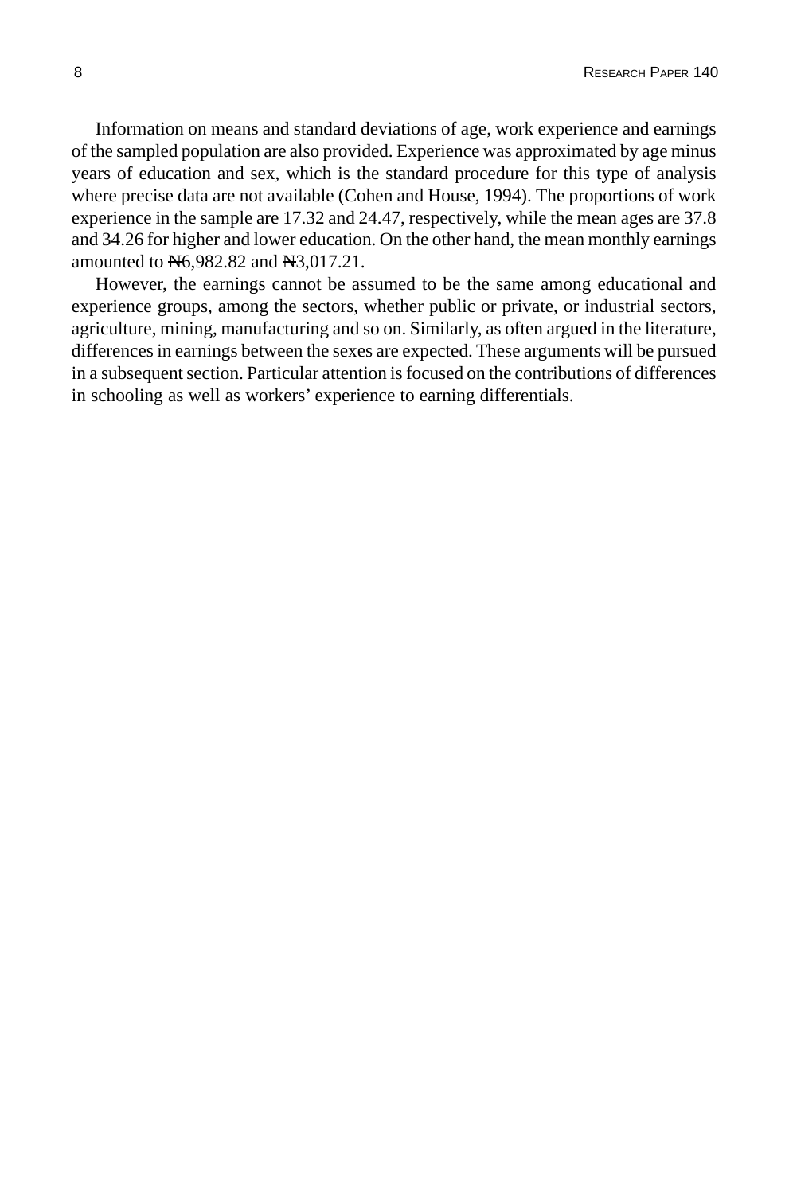Information on means and standard deviations of age, work experience and earnings of the sampled population are also provided. Experience was approximated by age minus years of education and sex, which is the standard procedure for this type of analysis where precise data are not available (Cohen and House, 1994). The proportions of work experience in the sample are 17.32 and 24.47, respectively, while the mean ages are 37.8 and 34.26 for higher and lower education. On the other hand, the mean monthly earnings amounted to ₦6,982.82 and ₦3,017.21.

However, the earnings cannot be assumed to be the same among educational and experience groups, among the sectors, whether public or private, or industrial sectors, agriculture, mining, manufacturing and so on. Similarly, as often argued in the literature, differences in earnings between the sexes are expected. These arguments will be pursued in a subsequent section. Particular attention is focused on the contributions of differences in schooling as well as workers' experience to earning differentials.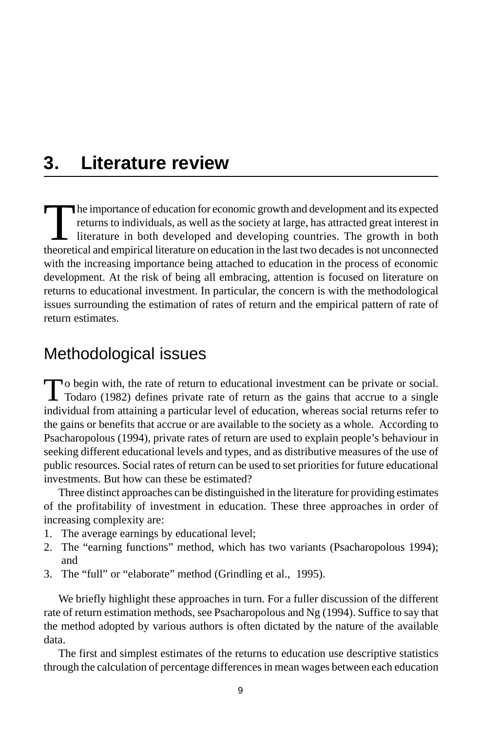# 3. Literature review

The importance of education for economic growth and development and its expected returns to individuals, as well as the society at large, has attracted great interest in literature in both developed and developing countries. The growth in both theoretical and empirical literature on education in the last two decades is not unconnected with the increasing importance being attached to education in the process of economic development. At the risk of being all embracing, attention is focused on literature on returns to educational investment. In particular, the concern is with the methodological issues surrounding the estimation of rates of return and the empirical pattern of rate of return estimates.

## Methodological issues

To begin with, the rate of return to educational investment can be private or social. Todaro (1982) defines private rate of return as the gains that accrue to a single individual from attaining a particular level of education, whereas social returns refer to the gains or benefits that accrue or are available to the society as a whole. According to Psacharopolous (1994), private rates of return are used to explain people's behaviour in seeking different educational levels and types, and as distributive measures of the use of public resources. Social rates of return can be used to set priorities for future educational investments. But how can these be estimated?

Three distinct approaches can be distinguished in the literature for providing estimates of the profitability of investment in education. These three approaches in order of increasing complexity are:

1. The average earnings by educational level;
2. The "earning functions" method, which has two variants (Psacharopolous 1994); and
3. The "full" or "elaborate" method (Grindling et al., 1995).

We briefly highlight these approaches in turn. For a fuller discussion of the different rate of return estimation methods, see Psacharopolous and Ng (1994). Suffice to say that the method adopted by various authors is often dictated by the nature of the available data.

The first and simplest estimates of the returns to education use descriptive statistics through the calculation of percentage differences in mean wages between each education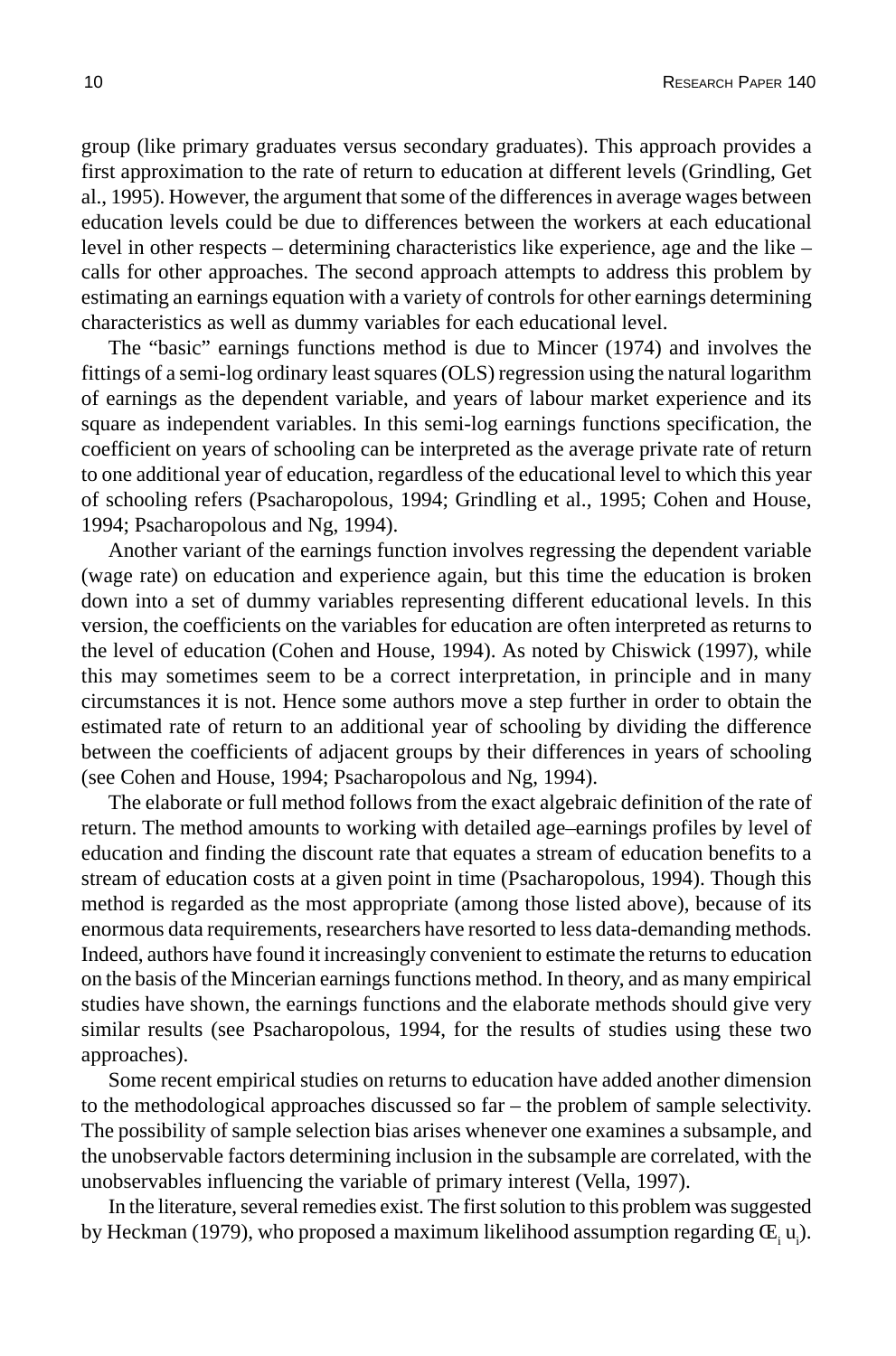group (like primary graduates versus secondary graduates). This approach provides a first approximation to the rate of return to education at different levels (Grindling, Get al., 1995). However, the argument that some of the differences in average wages between education levels could be due to differences between the workers at each educational level in other respects – determining characteristics like experience, age and the like – calls for other approaches. The second approach attempts to address this problem by estimating an earnings equation with a variety of controls for other earnings determining characteristics as well as dummy variables for each educational level.

The "basic" earnings functions method is due to Mincer (1974) and involves the fittings of a semi-log ordinary least squares (OLS) regression using the natural logarithm of earnings as the dependent variable, and years of labour market experience and its square as independent variables. In this semi-log earnings functions specification, the coefficient on years of schooling can be interpreted as the average private rate of return to one additional year of education, regardless of the educational level to which this year of schooling refers (Psacharopolous, 1994; Grindling et al., 1995; Cohen and House, 1994; Psacharopolous and Ng, 1994).

Another variant of the earnings function involves regressing the dependent variable (wage rate) on education and experience again, but this time the education is broken down into a set of dummy variables representing different educational levels. In this version, the coefficients on the variables for education are often interpreted as returns to the level of education (Cohen and House, 1994). As noted by Chiswick (1997), while this may sometimes seem to be a correct interpretation, in principle and in many circumstances it is not. Hence some authors move a step further in order to obtain the estimated rate of return to an additional year of schooling by dividing the difference between the coefficients of adjacent groups by their differences in years of schooling (see Cohen and House, 1994; Psacharopolous and Ng, 1994).

The elaborate or full method follows from the exact algebraic definition of the rate of return. The method amounts to working with detailed age–earnings profiles by level of education and finding the discount rate that equates a stream of education benefits to a stream of education costs at a given point in time (Psacharopolous, 1994). Though this method is regarded as the most appropriate (among those listed above), because of its enormous data requirements, researchers have resorted to less data-demanding methods. Indeed, authors have found it increasingly convenient to estimate the returns to education on the basis of the Mincerian earnings functions method. In theory, and as many empirical studies have shown, the earnings functions and the elaborate methods should give very similar results (see Psacharopolous, 1994, for the results of studies using these two approaches).

Some recent empirical studies on returns to education have added another dimension to the methodological approaches discussed so far – the problem of sample selectivity. The possibility of sample selection bias arises whenever one examines a subsample, and the unobservable factors determining inclusion in the subsample are correlated, with the unobservables influencing the variable of primary interest (Vella, 1997).

In the literature, several remedies exist. The first solution to this problem was suggested by Heckman (1979), who proposed a maximum likelihood assumption regarding ($Œ_i$ $u_i$).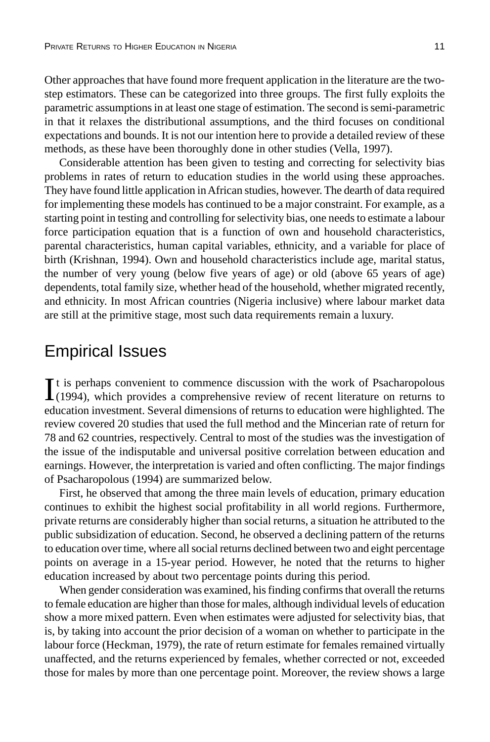Other approaches that have found more frequent application in the literature are the two-step estimators. These can be categorized into three groups. The first fully exploits the parametric assumptions in at least one stage of estimation. The second is semi-parametric in that it relaxes the distributional assumptions, and the third focuses on conditional expectations and bounds. It is not our intention here to provide a detailed review of these methods, as these have been thoroughly done in other studies (Vella, 1997).

Considerable attention has been given to testing and correcting for selectivity bias problems in rates of return to education studies in the world using these approaches. They have found little application in African studies, however. The dearth of data required for implementing these models has continued to be a major constraint. For example, as a starting point in testing and controlling for selectivity bias, one needs to estimate a labour force participation equation that is a function of own and household characteristics, parental characteristics, human capital variables, ethnicity, and a variable for place of birth (Krishnan, 1994). Own and household characteristics include age, marital status, the number of very young (below five years of age) or old (above 65 years of age) dependents, total family size, whether head of the household, whether migrated recently, and ethnicity. In most African countries (Nigeria inclusive) where labour market data are still at the primitive stage, most such data requirements remain a luxury.

## Empirical Issues

It is perhaps convenient to commence discussion with the work of Psacharopolous (1994), which provides a comprehensive review of recent literature on returns to education investment. Several dimensions of returns to education were highlighted. The review covered 20 studies that used the full method and the Mincerian rate of return for 78 and 62 countries, respectively. Central to most of the studies was the investigation of the issue of the indisputable and universal positive correlation between education and earnings. However, the interpretation is varied and often conflicting. The major findings of Psacharopolous (1994) are summarized below.

First, he observed that among the three main levels of education, primary education continues to exhibit the highest social profitability in all world regions. Furthermore, private returns are considerably higher than social returns, a situation he attributed to the public subsidization of education. Second, he observed a declining pattern of the returns to education over time, where all social returns declined between two and eight percentage points on average in a 15-year period. However, he noted that the returns to higher education increased by about two percentage points during this period.

When gender consideration was examined, his finding confirms that overall the returns to female education are higher than those for males, although individual levels of education show a more mixed pattern. Even when estimates were adjusted for selectivity bias, that is, by taking into account the prior decision of a woman on whether to participate in the labour force (Heckman, 1979), the rate of return estimate for females remained virtually unaffected, and the returns experienced by females, whether corrected or not, exceeded those for males by more than one percentage point. Moreover, the review shows a large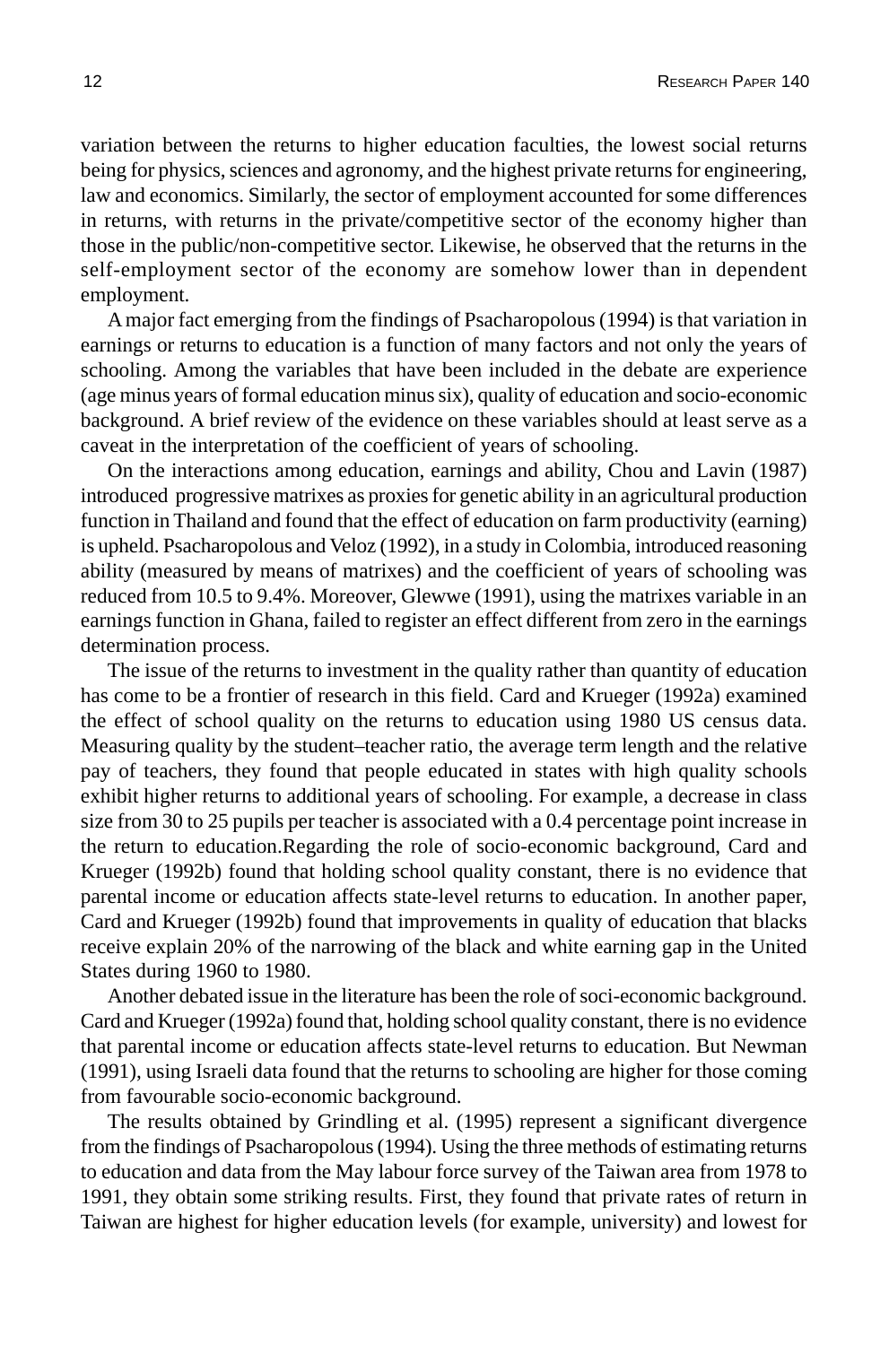variation between the returns to higher education faculties, the lowest social returns being for physics, sciences and agronomy, and the highest private returns for engineering, law and economics. Similarly, the sector of employment accounted for some differences in returns, with returns in the private/competitive sector of the economy higher than those in the public/non-competitive sector. Likewise, he observed that the returns in the self-employment sector of the economy are somehow lower than in dependent employment.

A major fact emerging from the findings of Psacharopolous (1994) is that variation in earnings or returns to education is a function of many factors and not only the years of schooling. Among the variables that have been included in the debate are experience (age minus years of formal education minus six), quality of education and socio-economic background. A brief review of the evidence on these variables should at least serve as a caveat in the interpretation of the coefficient of years of schooling.

On the interactions among education, earnings and ability, Chou and Lavin (1987) introduced progressive matrixes as proxies for genetic ability in an agricultural production function in Thailand and found that the effect of education on farm productivity (earning) is upheld. Psacharopolous and Veloz (1992), in a study in Colombia, introduced reasoning ability (measured by means of matrixes) and the coefficient of years of schooling was reduced from 10.5 to 9.4%. Moreover, Glewwe (1991), using the matrixes variable in an earnings function in Ghana, failed to register an effect different from zero in the earnings determination process.

The issue of the returns to investment in the quality rather than quantity of education has come to be a frontier of research in this field. Card and Krueger (1992a) examined the effect of school quality on the returns to education using 1980 US census data. Measuring quality by the student–teacher ratio, the average term length and the relative pay of teachers, they found that people educated in states with high quality schools exhibit higher returns to additional years of schooling. For example, a decrease in class size from 30 to 25 pupils per teacher is associated with a 0.4 percentage point increase in the return to education.Regarding the role of socio-economic background, Card and Krueger (1992b) found that holding school quality constant, there is no evidence that parental income or education affects state-level returns to education. In another paper, Card and Krueger (1992b) found that improvements in quality of education that blacks receive explain 20% of the narrowing of the black and white earning gap in the United States during 1960 to 1980.

Another debated issue in the literature has been the role of soci-economic background. Card and Krueger (1992a) found that, holding school quality constant, there is no evidence that parental income or education affects state-level returns to education. But Newman (1991), using Israeli data found that the returns to schooling are higher for those coming from favourable socio-economic background.

The results obtained by Grindling et al. (1995) represent a significant divergence from the findings of Psacharopolous (1994). Using the three methods of estimating returns to education and data from the May labour force survey of the Taiwan area from 1978 to 1991, they obtain some striking results. First, they found that private rates of return in Taiwan are highest for higher education levels (for example, university) and lowest for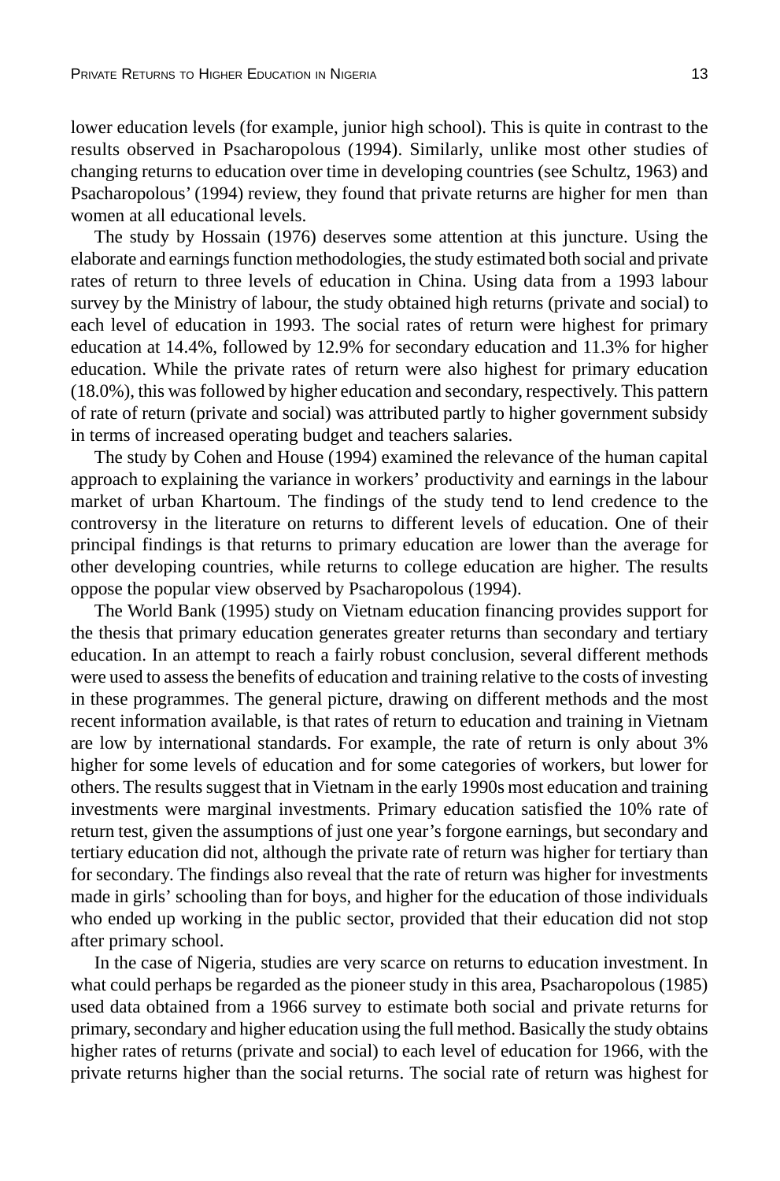lower education levels (for example, junior high school). This is quite in contrast to the results observed in Psacharopolous (1994). Similarly, unlike most other studies of changing returns to education over time in developing countries (see Schultz, 1963) and Psacharopolous' (1994) review, they found that private returns are higher for men than women at all educational levels.

The study by Hossain (1976) deserves some attention at this juncture. Using the elaborate and earnings function methodologies, the study estimated both social and private rates of return to three levels of education in China. Using data from a 1993 labour survey by the Ministry of labour, the study obtained high returns (private and social) to each level of education in 1993. The social rates of return were highest for primary education at 14.4%, followed by 12.9% for secondary education and 11.3% for higher education. While the private rates of return were also highest for primary education (18.0%), this was followed by higher education and secondary, respectively. This pattern of rate of return (private and social) was attributed partly to higher government subsidy in terms of increased operating budget and teachers salaries.

The study by Cohen and House (1994) examined the relevance of the human capital approach to explaining the variance in workers' productivity and earnings in the labour market of urban Khartoum. The findings of the study tend to lend credence to the controversy in the literature on returns to different levels of education. One of their principal findings is that returns to primary education are lower than the average for other developing countries, while returns to college education are higher. The results oppose the popular view observed by Psacharopolous (1994).

The World Bank (1995) study on Vietnam education financing provides support for the thesis that primary education generates greater returns than secondary and tertiary education. In an attempt to reach a fairly robust conclusion, several different methods were used to assess the benefits of education and training relative to the costs of investing in these programmes. The general picture, drawing on different methods and the most recent information available, is that rates of return to education and training in Vietnam are low by international standards. For example, the rate of return is only about 3% higher for some levels of education and for some categories of workers, but lower for others. The results suggest that in Vietnam in the early 1990s most education and training investments were marginal investments. Primary education satisfied the 10% rate of return test, given the assumptions of just one year's forgone earnings, but secondary and tertiary education did not, although the private rate of return was higher for tertiary than for secondary. The findings also reveal that the rate of return was higher for investments made in girls' schooling than for boys, and higher for the education of those individuals who ended up working in the public sector, provided that their education did not stop after primary school.

In the case of Nigeria, studies are very scarce on returns to education investment. In what could perhaps be regarded as the pioneer study in this area, Psacharopolous (1985) used data obtained from a 1966 survey to estimate both social and private returns for primary, secondary and higher education using the full method. Basically the study obtains higher rates of returns (private and social) to each level of education for 1966, with the private returns higher than the social returns. The social rate of return was highest for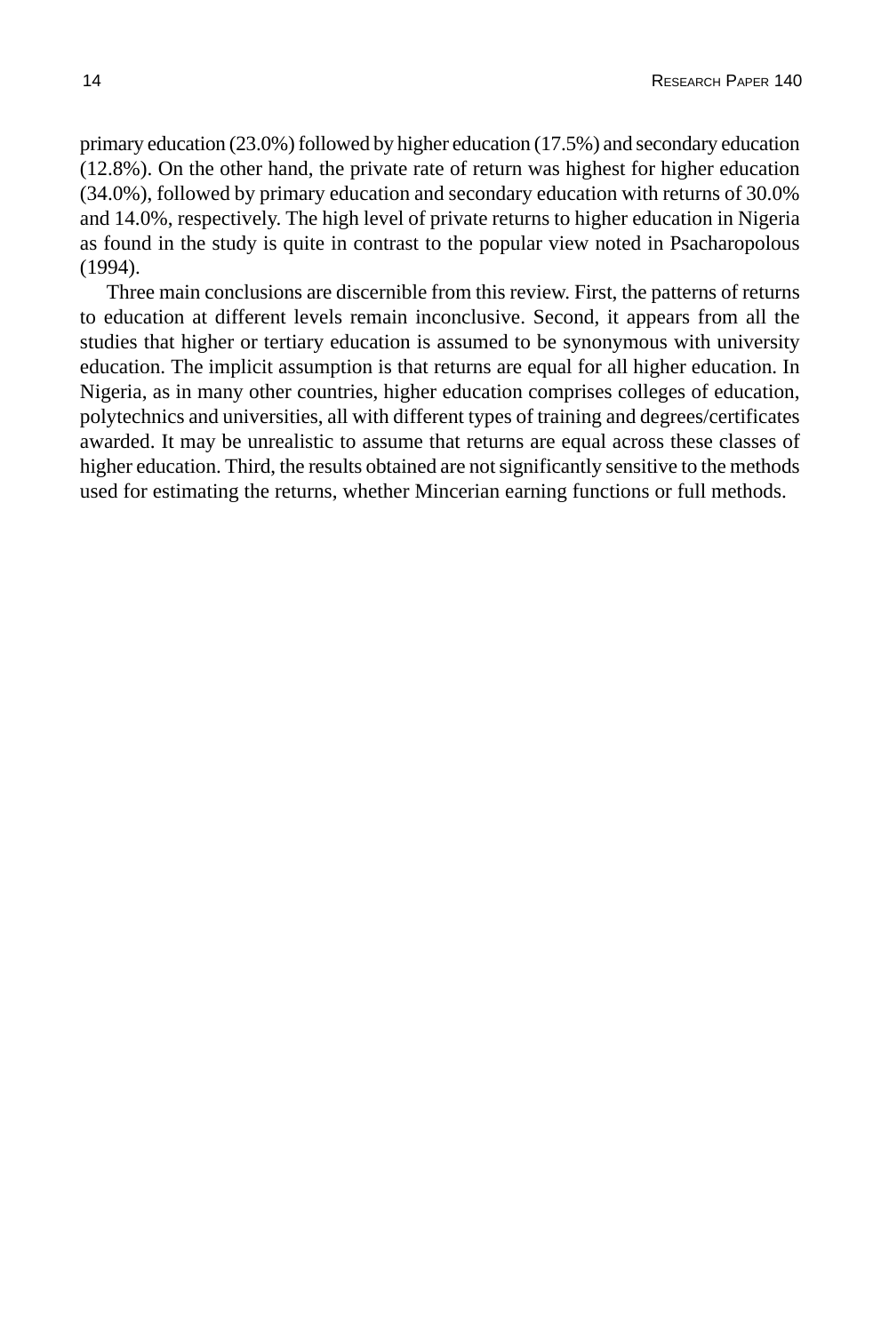primary education (23.0%) followed by higher education (17.5%) and secondary education (12.8%). On the other hand, the private rate of return was highest for higher education (34.0%), followed by primary education and secondary education with returns of 30.0% and 14.0%, respectively. The high level of private returns to higher education in Nigeria as found in the study is quite in contrast to the popular view noted in Psacharopolous (1994).

Three main conclusions are discernible from this review. First, the patterns of returns to education at different levels remain inconclusive. Second, it appears from all the studies that higher or tertiary education is assumed to be synonymous with university education. The implicit assumption is that returns are equal for all higher education. In Nigeria, as in many other countries, higher education comprises colleges of education, polytechnics and universities, all with different types of training and degrees/certificates awarded. It may be unrealistic to assume that returns are equal across these classes of higher education. Third, the results obtained are not significantly sensitive to the methods used for estimating the returns, whether Mincerian earning functions or full methods.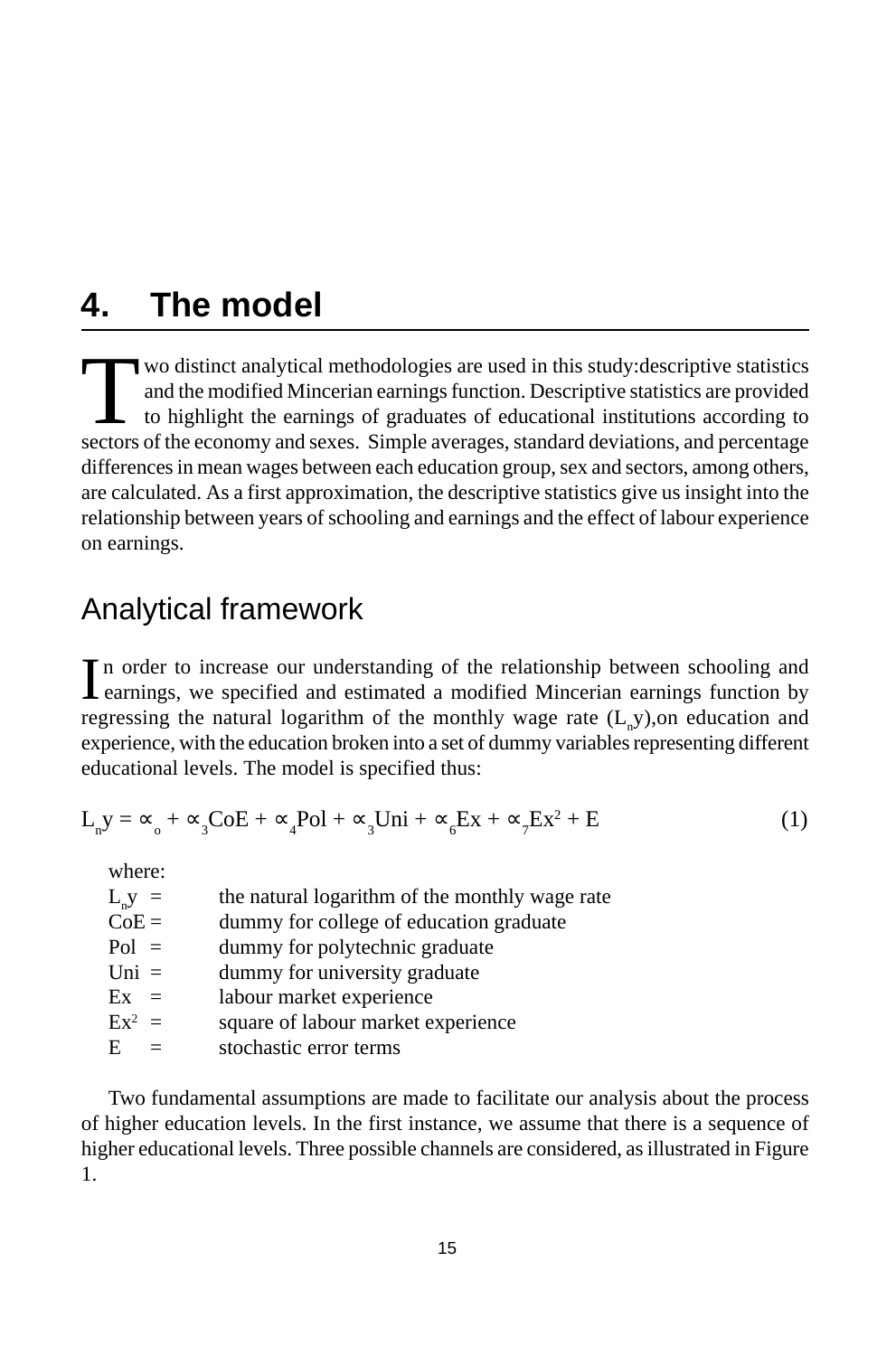# 4. The model

Two distinct analytical methodologies are used in this study:descriptive statistics and the modified Mincerian earnings function. Descriptive statistics are provided to highlight the earnings of graduates of educational institutions according to sectors of the economy and sexes. Simple averages, standard deviations, and percentage differences in mean wages between each education group, sex and sectors, among others, are calculated. As a first approximation, the descriptive statistics give us insight into the relationship between years of schooling and earnings and the effect of labour experience on earnings.

## Analytical framework

In order to increase our understanding of the relationship between schooling and earnings, we specified and estimated a modified Mincerian earnings function by regressing the natural logarithm of the monthly wage rate ($L_n y$),on education and experience, with the education broken into a set of dummy variables representing different educational levels. The model is specified thus:

$$L_n y = \propto_o + \propto_3 CoE + \propto_4 Pol + \propto_3 Uni + \propto_6 Ex + \propto_7 Ex^2 + E \qquad (1)$$

where:

$L_n y$ = the natural logarithm of the monthly wage rate
CoE = dummy for college of education graduate
Pol = dummy for polytechnic graduate
Uni = dummy for university graduate
Ex = labour market experience
$Ex^2$ = square of labour market experience
E = stochastic error terms

Two fundamental assumptions are made to facilitate our analysis about the process of higher education levels. In the first instance, we assume that there is a sequence of higher educational levels. Three possible channels are considered, as illustrated in Figure 1.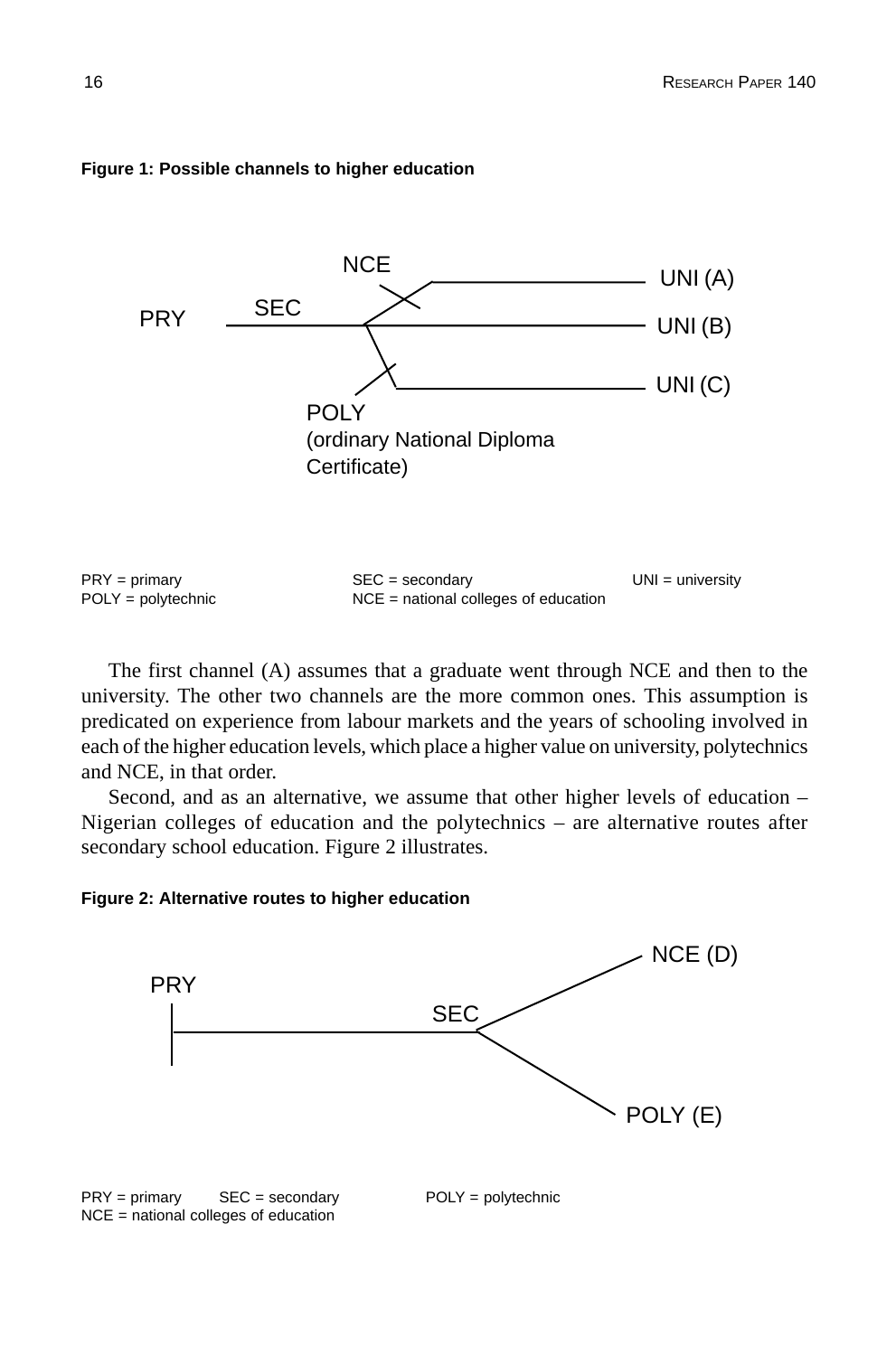**Figure 1: Possible channels to higher education**

PRY — SEC — NCE — UNI (A)
PRY — SEC — UNI (B)
PRY — SEC — POLY (ordinary National Diploma Certificate) — UNI (C)

PRY = primary SEC = secondary UNI = university
POLY = polytechnic NCE = national colleges of education

The first channel (A) assumes that a graduate went through NCE and then to the university. The other two channels are the more common ones. This assumption is predicated on experience from labour markets and the years of schooling involved in each of the higher education levels, which place a higher value on university, polytechnics and NCE, in that order.

Second, and as an alternative, we assume that other higher levels of education – Nigerian colleges of education and the polytechnics – are alternative routes after secondary school education. Figure 2 illustrates.

**Figure 2: Alternative routes to higher education**

PRY — SEC — NCE (D)
PRY — SEC — POLY (E)

PRY = primary SEC = secondary POLY = polytechnic
NCE = national colleges of education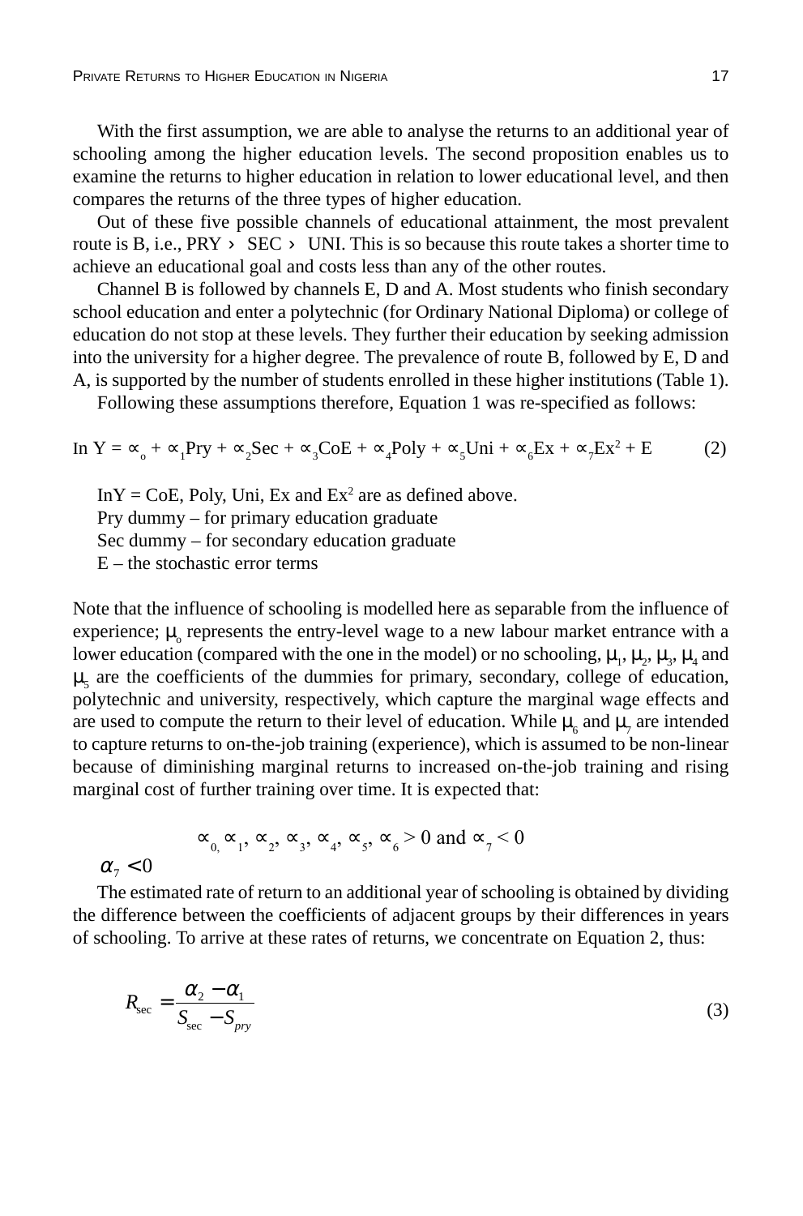With the first assumption, we are able to analyse the returns to an additional year of schooling among the higher education levels. The second proposition enables us to examine the returns to higher education in relation to lower educational level, and then compares the returns of the three types of higher education.

Out of these five possible channels of educational attainment, the most prevalent route is B, i.e., PRY › SEC › UNI. This is so because this route takes a shorter time to achieve an educational goal and costs less than any of the other routes.

Channel B is followed by channels E, D and A. Most students who finish secondary school education and enter a polytechnic (for Ordinary National Diploma) or college of education do not stop at these levels. They further their education by seeking admission into the university for a higher degree. The prevalence of route B, followed by E, D and A, is supported by the number of students enrolled in these higher institutions (Table 1).

Following these assumptions therefore, Equation 1 was re-specified as follows:

$$\ln Y = \alpha_o + \alpha_1 Pry + \alpha_2 Sec + \alpha_3 CoE + \alpha_4 Poly + \alpha_5 Uni + \alpha_6 Ex + \alpha_7 Ex^2 + E \qquad (2)$$

InY = CoE, Poly, Uni, Ex and $Ex^2$ are as defined above.

Pry dummy – for primary education graduate

Sec dummy – for secondary education graduate

E – the stochastic error terms

Note that the influence of schooling is modelled here as separable from the influence of experience; $\mu_o$ represents the entry-level wage to a new labour market entrance with a lower education (compared with the one in the model) or no schooling, $\mu_1$, $\mu_2$, $\mu_3$, $\mu_4$ and $\mu_5$ are the coefficients of the dummies for primary, secondary, college of education, polytechnic and university, respectively, which capture the marginal wage effects and are used to compute the return to their level of education. While $\mu_6$ and $\mu_7$ are intended to capture returns to on-the-job training (experience), which is assumed to be non-linear because of diminishing marginal returns to increased on-the-job training and rising marginal cost of further training over time. It is expected that:

$$\alpha_{0,}\ \alpha_1,\ \alpha_2,\ \alpha_3,\ \alpha_4,\ \alpha_5,\ \alpha_6 > 0 \text{ and } \alpha_7 < 0$$

$$\alpha_7 < 0$$

The estimated rate of return to an additional year of schooling is obtained by dividing the difference between the coefficients of adjacent groups by their differences in years of schooling. To arrive at these rates of returns, we concentrate on Equation 2, thus:

$$R_{\sec} = \frac{\alpha_2 - \alpha_1}{S_{\sec} - S_{pry}} \qquad (3)$$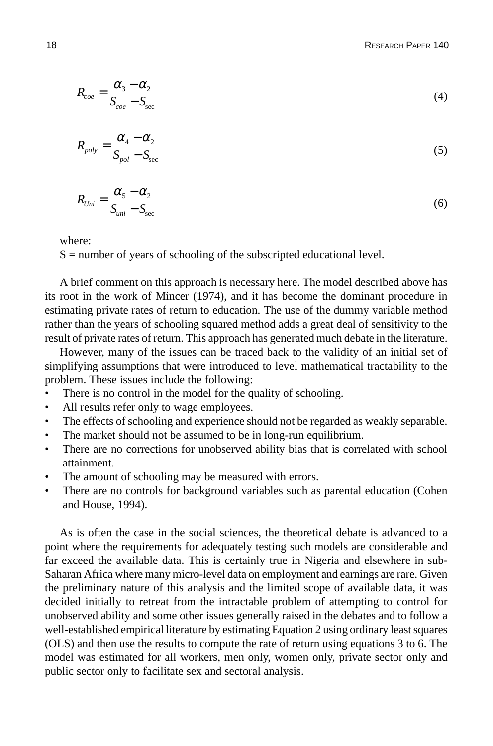$$R_{coe} = \frac{\alpha_3 - \alpha_2}{S_{coe} - S_{\sec}} \tag{4}$$

$$R_{poly} = \frac{\alpha_4 - \alpha_2}{S_{pol} - S_{\sec}} \tag{5}$$

$$R_{Uni} = \frac{\alpha_5 - \alpha_2}{S_{uni} - S_{\sec}} \tag{6}$$

where:
S = number of years of schooling of the subscripted educational level.

A brief comment on this approach is necessary here. The model described above has its root in the work of Mincer (1974), and it has become the dominant procedure in estimating private rates of return to education. The use of the dummy variable method rather than the years of schooling squared method adds a great deal of sensitivity to the result of private rates of return. This approach has generated much debate in the literature.

However, many of the issues can be traced back to the validity of an initial set of simplifying assumptions that were introduced to level mathematical tractability to the problem. These issues include the following:

- There is no control in the model for the quality of schooling.
- All results refer only to wage employees.
- The effects of schooling and experience should not be regarded as weakly separable.
- The market should not be assumed to be in long-run equilibrium.
- There are no corrections for unobserved ability bias that is correlated with school attainment.
- The amount of schooling may be measured with errors.
- There are no controls for background variables such as parental education (Cohen and House, 1994).

As is often the case in the social sciences, the theoretical debate is advanced to a point where the requirements for adequately testing such models are considerable and far exceed the available data. This is certainly true in Nigeria and elsewhere in sub-Saharan Africa where many micro-level data on employment and earnings are rare. Given the preliminary nature of this analysis and the limited scope of available data, it was decided initially to retreat from the intractable problem of attempting to control for unobserved ability and some other issues generally raised in the debates and to follow a well-established empirical literature by estimating Equation 2 using ordinary least squares (OLS) and then use the results to compute the rate of return using equations 3 to 6. The model was estimated for all workers, men only, women only, private sector only and public sector only to facilitate sex and sectoral analysis.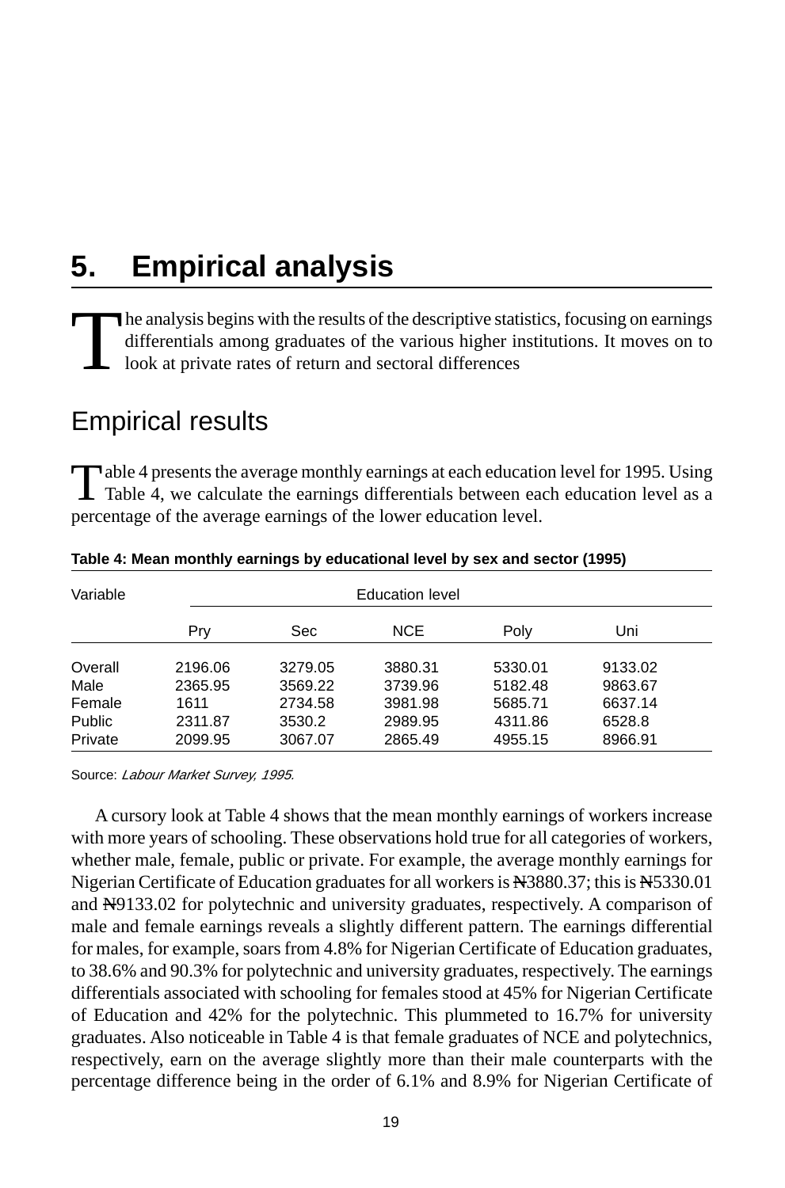# 5. Empirical analysis

The analysis begins with the results of the descriptive statistics, focusing on earnings differentials among graduates of the various higher institutions. It moves on to look at private rates of return and sectoral differences

## Empirical results

Table 4 presents the average monthly earnings at each education level for 1995. Using Table 4, we calculate the earnings differentials between each education level as a percentage of the average earnings of the lower education level.

**Table 4: Mean monthly earnings by educational level by sex and sector (1995)**

| Variable | Education level | | | | |
|---|---|---|---|---|---|
| | Pry | Sec | NCE | Poly | Uni |
| Overall | 2196.06 | 3279.05 | 3880.31 | 5330.01 | 9133.02 |
| Male | 2365.95 | 3569.22 | 3739.96 | 5182.48 | 9863.67 |
| Female | 1611 | 2734.58 | 3981.98 | 5685.71 | 6637.14 |
| Public | 2311.87 | 3530.2 | 2989.95 | 4311.86 | 6528.8 |
| Private | 2099.95 | 3067.07 | 2865.49 | 4955.15 | 8966.91 |

Source: *Labour Market Survey, 1995.*

A cursory look at Table 4 shows that the mean monthly earnings of workers increase with more years of schooling. These observations hold true for all categories of workers, whether male, female, public or private. For example, the average monthly earnings for Nigerian Certificate of Education graduates for all workers is ₦3880.37; this is ₦5330.01 and ₦9133.02 for polytechnic and university graduates, respectively. A comparison of male and female earnings reveals a slightly different pattern. The earnings differential for males, for example, soars from 4.8% for Nigerian Certificate of Education graduates, to 38.6% and 90.3% for polytechnic and university graduates, respectively. The earnings differentials associated with schooling for females stood at 45% for Nigerian Certificate of Education and 42% for the polytechnic. This plummeted to 16.7% for university graduates. Also noticeable in Table 4 is that female graduates of NCE and polytechnics, respectively, earn on the average slightly more than their male counterparts with the percentage difference being in the order of 6.1% and 8.9% for Nigerian Certificate of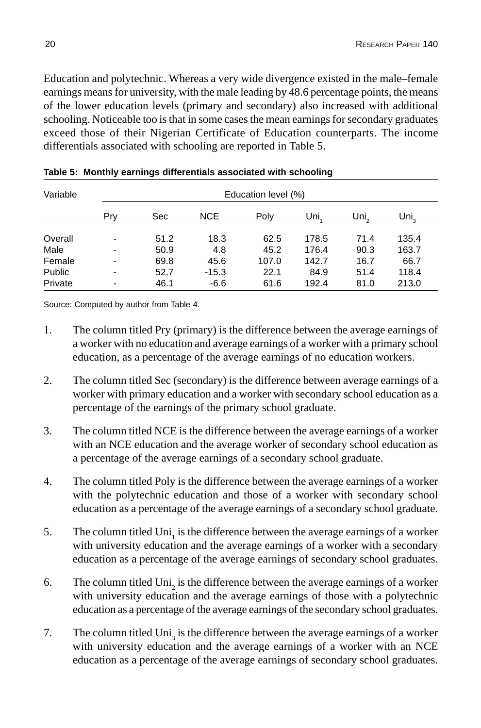Education and polytechnic. Whereas a very wide divergence existed in the male–female earnings means for university, with the male leading by 48.6 percentage points, the means of the lower education levels (primary and secondary) also increased with additional schooling. Noticeable too is that in some cases the mean earnings for secondary graduates exceed those of their Nigerian Certificate of Education counterparts. The income differentials associated with schooling are reported in Table 5.

**Table 5: Monthly earnings differentials associated with schooling**

| Variable | Education level (%) | | | | | | |
|---|---|---|---|---|---|---|---|
| | Pry | Sec | NCE | Poly | $Uni_1$ | $Uni_2$ | $Uni_3$ |
| Overall | - | 51.2 | 18.3 | 62.5 | 178.5 | 71.4 | 135.4 |
| Male | - | 50.9 | 4.8 | 45.2 | 176.4 | 90.3 | 163.7 |
| Female | - | 69.8 | 45.6 | 107.0 | 142.7 | 16.7 | 66.7 |
| Public | - | 52.7 | -15.3 | 22.1 | 84.9 | 51.4 | 118.4 |
| Private | - | 46.1 | -6.6 | 61.6 | 192.4 | 81.0 | 213.0 |

Source: Computed by author from Table 4.

1. The column titled Pry (primary) is the difference between the average earnings of a worker with no education and average earnings of a worker with a primary school education, as a percentage of the average earnings of no education workers.

2. The column titled Sec (secondary) is the difference between average earnings of a worker with primary education and a worker with secondary school education as a percentage of the earnings of the primary school graduate.

3. The column titled NCE is the difference between the average earnings of a worker with an NCE education and the average worker of secondary school education as a percentage of the average earnings of a secondary school graduate.

4. The column titled Poly is the difference between the average earnings of a worker with the polytechnic education and those of a worker with secondary school education as a percentage of the average earnings of a secondary school graduate.

5. The column titled $Uni_1$ is the difference between the average earnings of a worker with university education and the average earnings of a worker with a secondary education as a percentage of the average earnings of secondary school graduates.

6. The column titled $Uni_2$ is the difference between the average earnings of a worker with university education and the average earnings of those with a polytechnic education as a percentage of the average earnings of the secondary school graduates.

7. The column titled $Uni_3$ is the difference between the average earnings of a worker with university education and the average earnings of a worker with an NCE education as a percentage of the average earnings of secondary school graduates.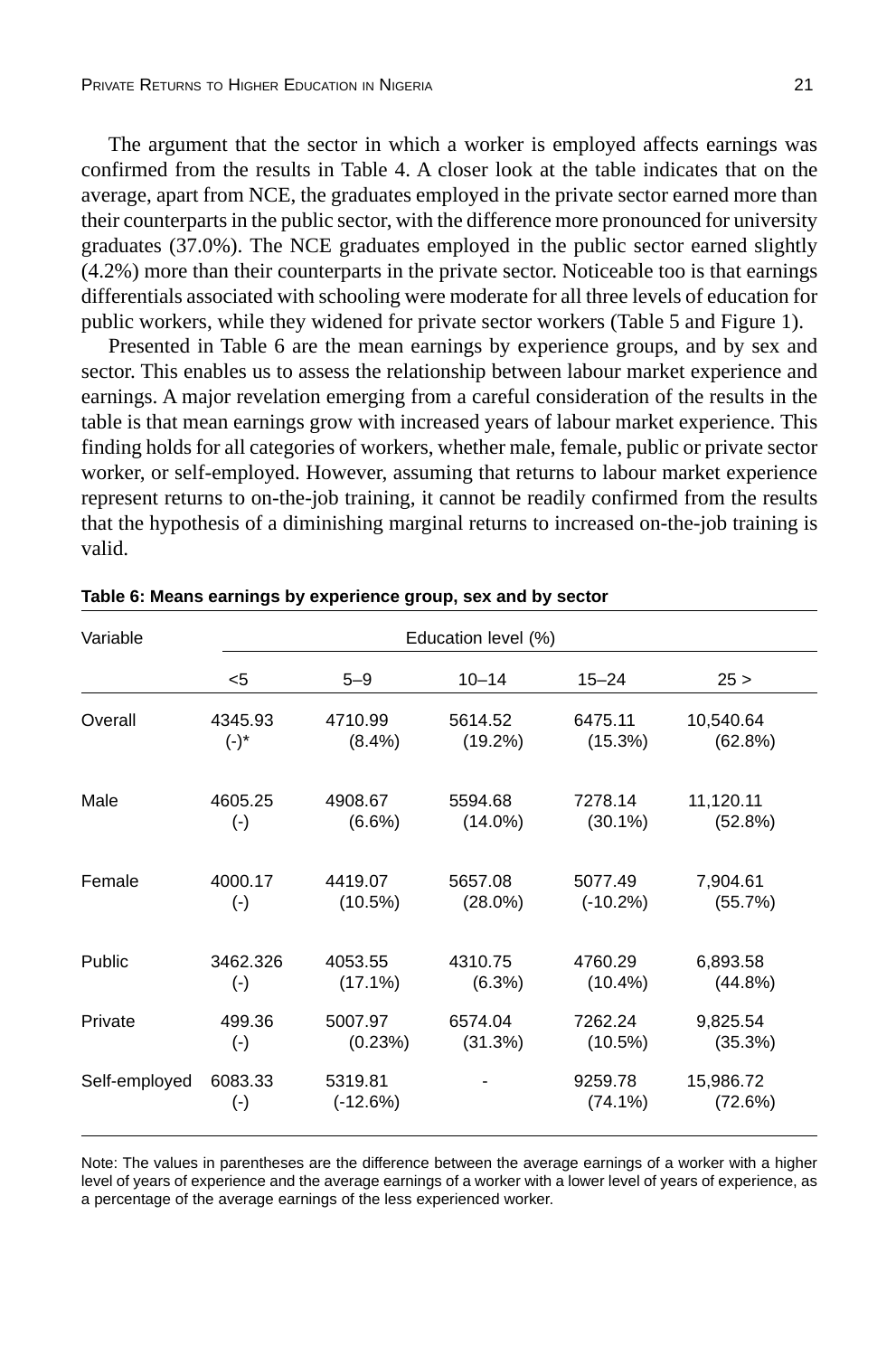The argument that the sector in which a worker is employed affects earnings was confirmed from the results in Table 4. A closer look at the table indicates that on the average, apart from NCE, the graduates employed in the private sector earned more than their counterparts in the public sector, with the difference more pronounced for university graduates (37.0%). The NCE graduates employed in the public sector earned slightly (4.2%) more than their counterparts in the private sector. Noticeable too is that earnings differentials associated with schooling were moderate for all three levels of education for public workers, while they widened for private sector workers (Table 5 and Figure 1).

Presented in Table 6 are the mean earnings by experience groups, and by sex and sector. This enables us to assess the relationship between labour market experience and earnings. A major revelation emerging from a careful consideration of the results in the table is that mean earnings grow with increased years of labour market experience. This finding holds for all categories of workers, whether male, female, public or private sector worker, or self-employed. However, assuming that returns to labour market experience represent returns to on-the-job training, it cannot be readily confirmed from the results that the hypothesis of a diminishing marginal returns to increased on-the-job training is valid.

**Table 6: Means earnings by experience group, sex and by sector**

| Variable | Education level (%) | | | | |
|---|---|---|---|---|---|
| | <5 | 5–9 | 10–14 | 15–24 | 25 > |
| Overall | 4345.93 (-)* | 4710.99 (8.4%) | 5614.52 (19.2%) | 6475.11 (15.3%) | 10,540.64 (62.8%) |
| Male | 4605.25 (-) | 4908.67 (6.6%) | 5594.68 (14.0%) | 7278.14 (30.1%) | 11,120.11 (52.8%) |
| Female | 4000.17 (-) | 4419.07 (10.5%) | 5657.08 (28.0%) | 5077.49 (-10.2%) | 7,904.61 (55.7%) |
| Public | 3462.326 (-) | 4053.55 (17.1%) | 4310.75 (6.3%) | 4760.29 (10.4%) | 6,893.58 (44.8%) |
| Private | 499.36 (-) | 5007.97 (0.23%) | 6574.04 (31.3%) | 7262.24 (10.5%) | 9,825.54 (35.3%) |
| Self-employed | 6083.33 (-) | 5319.81 (-12.6%) | - | 9259.78 (74.1%) | 15,986.72 (72.6%) |

Note: The values in parentheses are the difference between the average earnings of a worker with a higher level of years of experience and the average earnings of a worker with a lower level of years of experience, as a percentage of the average earnings of the less experienced worker.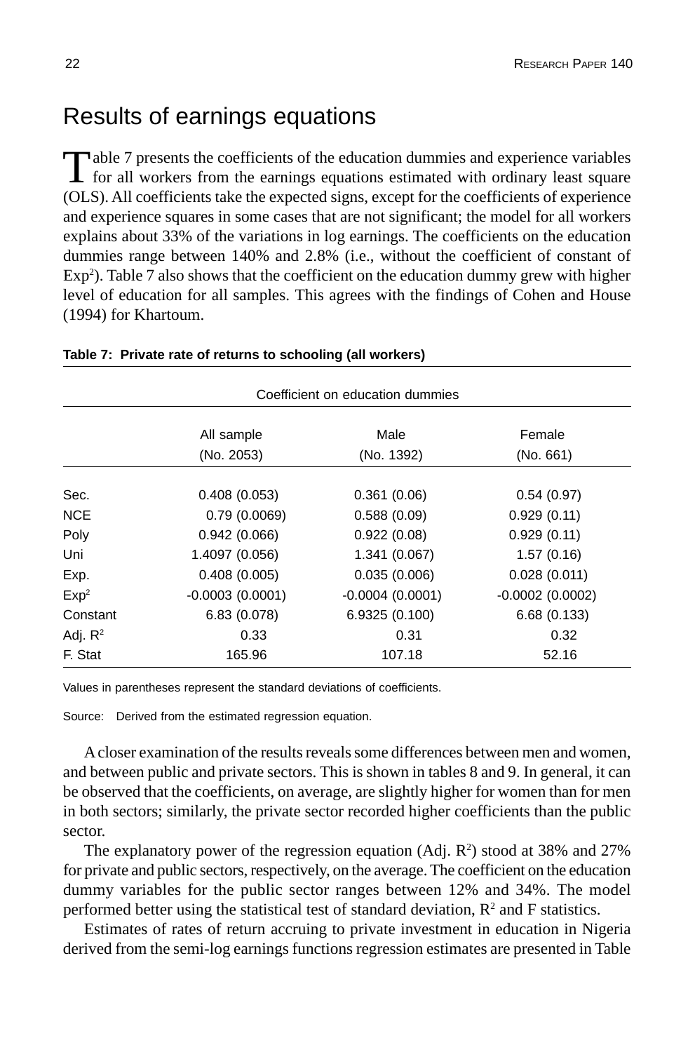# Results of earnings equations

Table 7 presents the coefficients of the education dummies and experience variables for all workers from the earnings equations estimated with ordinary least square (OLS). All coefficients take the expected signs, except for the coefficients of experience and experience squares in some cases that are not significant; the model for all workers explains about 33% of the variations in log earnings. The coefficients on the education dummies range between 140% and 2.8% (i.e., without the coefficient of constant of $Exp^2$). Table 7 also shows that the coefficient on the education dummy grew with higher level of education for all samples. This agrees with the findings of Cohen and House (1994) for Khartoum.

**Table 7: Private rate of returns to schooling (all workers)**

| | Coefficient on education dummies | | |
|---|---|---|---|
| | All sample (No. 2053) | Male (No. 1392) | Female (No. 661) |
| Sec. | 0.408 (0.053) | 0.361 (0.06) | 0.54 (0.97) |
| NCE | 0.79 (0.0069) | 0.588 (0.09) | 0.929 (0.11) |
| Poly | 0.942 (0.066) | 0.922 (0.08) | 0.929 (0.11) |
| Uni | 1.4097 (0.056) | 1.341 (0.067) | 1.57 (0.16) |
| Exp. | 0.408 (0.005) | 0.035 (0.006) | 0.028 (0.011) |
| $Exp^2$ | -0.0003 (0.0001) | -0.0004 (0.0001) | -0.0002 (0.0002) |
| Constant | 6.83 (0.078) | 6.9325 (0.100) | 6.68 (0.133) |
| Adj. $R^2$ | 0.33 | 0.31 | 0.32 |
| F. Stat | 165.96 | 107.18 | 52.16 |

Values in parentheses represent the standard deviations of coefficients.

Source: Derived from the estimated regression equation.

A closer examination of the results reveals some differences between men and women, and between public and private sectors. This is shown in tables 8 and 9. In general, it can be observed that the coefficients, on average, are slightly higher for women than for men in both sectors; similarly, the private sector recorded higher coefficients than the public sector.

The explanatory power of the regression equation (Adj. $R^2$) stood at 38% and 27% for private and public sectors, respectively, on the average. The coefficient on the education dummy variables for the public sector ranges between 12% and 34%. The model performed better using the statistical test of standard deviation, $R^2$ and F statistics.

Estimates of rates of return accruing to private investment in education in Nigeria derived from the semi-log earnings functions regression estimates are presented in Table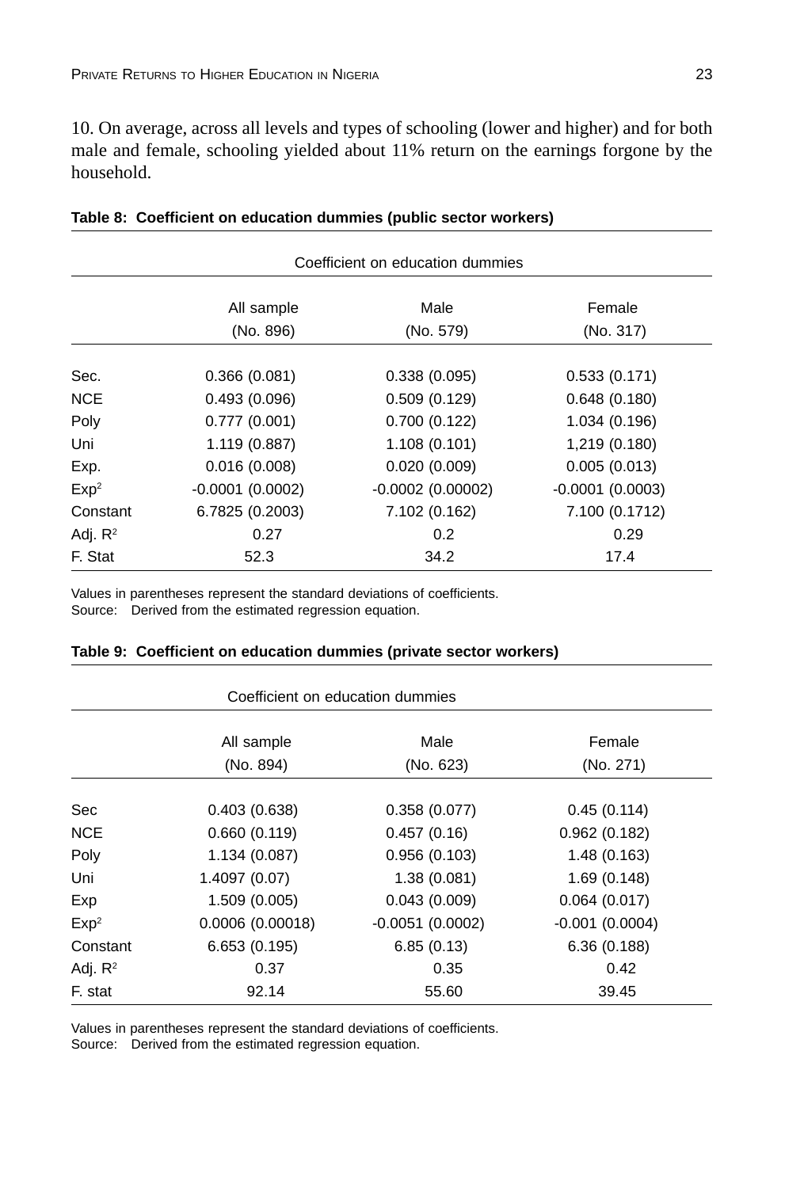10. On average, across all levels and types of schooling (lower and higher) and for both male and female, schooling yielded about 11% return on the earnings forgone by the household.

**Table 8: Coefficient on education dummies (public sector workers)**

| | Coefficient on education dummies | | |
|---|---|---|---|
| | All sample (No. 896) | Male (No. 579) | Female (No. 317) |
| Sec. | 0.366 (0.081) | 0.338 (0.095) | 0.533 (0.171) |
| NCE | 0.493 (0.096) | 0.509 (0.129) | 0.648 (0.180) |
| Poly | 0.777 (0.001) | 0.700 (0.122) | 1.034 (0.196) |
| Uni | 1.119 (0.887) | 1.108 (0.101) | 1,219 (0.180) |
| Exp. | 0.016 (0.008) | 0.020 (0.009) | 0.005 (0.013) |
| $Exp^2$ | -0.0001 (0.0002) | -0.0002 (0.00002) | -0.0001 (0.0003) |
| Constant | 6.7825 (0.2003) | 7.102 (0.162) | 7.100 (0.1712) |
| Adj. $R^2$ | 0.27 | 0.2 | 0.29 |
| F. Stat | 52.3 | 34.2 | 17.4 |

Values in parentheses represent the standard deviations of coefficients.
Source: Derived from the estimated regression equation.

**Table 9: Coefficient on education dummies (private sector workers)**

| | Coefficient on education dummies | | |
|---|---|---|---|
| | All sample (No. 894) | Male (No. 623) | Female (No. 271) |
| Sec | 0.403 (0.638) | 0.358 (0.077) | 0.45 (0.114) |
| NCE | 0.660 (0.119) | 0.457 (0.16) | 0.962 (0.182) |
| Poly | 1.134 (0.087) | 0.956 (0.103) | 1.48 (0.163) |
| Uni | 1.4097 (0.07) | 1.38 (0.081) | 1.69 (0.148) |
| Exp | 1.509 (0.005) | 0.043 (0.009) | 0.064 (0.017) |
| $Exp^2$ | 0.0006 (0.00018) | -0.0051 (0.0002) | -0.001 (0.0004) |
| Constant | 6.653 (0.195) | 6.85 (0.13) | 6.36 (0.188) |
| Adj. $R^2$ | 0.37 | 0.35 | 0.42 |
| F. stat | 92.14 | 55.60 | 39.45 |

Values in parentheses represent the standard deviations of coefficients.
Source: Derived from the estimated regression equation.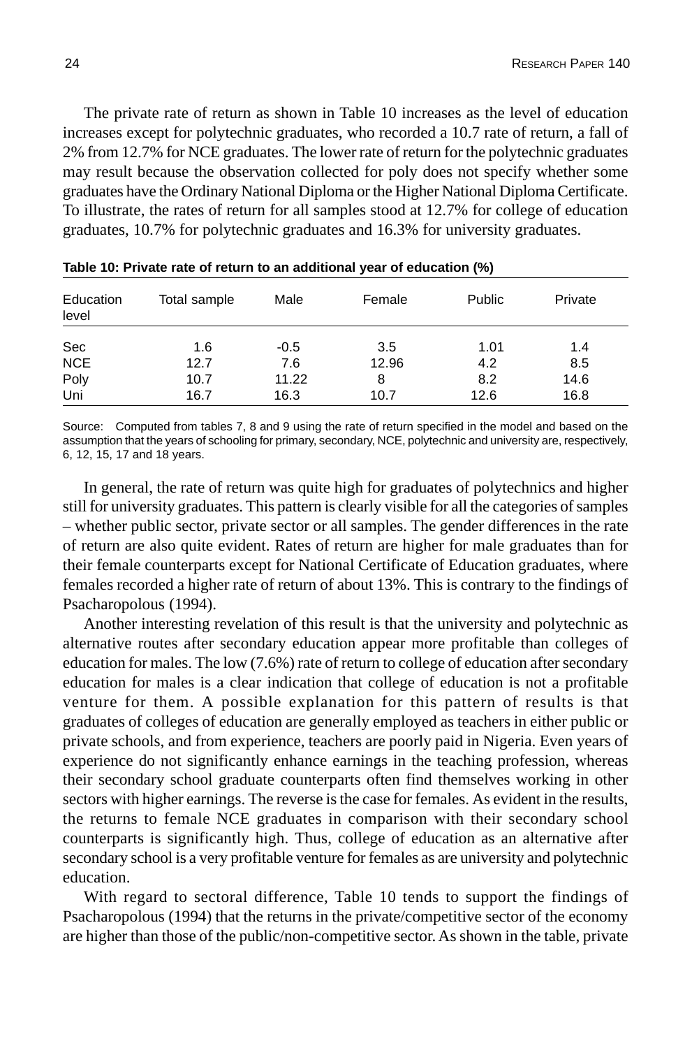The private rate of return as shown in Table 10 increases as the level of education increases except for polytechnic graduates, who recorded a 10.7 rate of return, a fall of 2% from 12.7% for NCE graduates. The lower rate of return for the polytechnic graduates may result because the observation collected for poly does not specify whether some graduates have the Ordinary National Diploma or the Higher National Diploma Certificate. To illustrate, the rates of return for all samples stood at 12.7% for college of education graduates, 10.7% for polytechnic graduates and 16.3% for university graduates.

**Table 10: Private rate of return to an additional year of education (%)**

| Education level | Total sample | Male | Female | Public | Private |
|---|---|---|---|---|---|
| Sec | 1.6 | -0.5 | 3.5 | 1.01 | 1.4 |
| NCE | 12.7 | 7.6 | 12.96 | 4.2 | 8.5 |
| Poly | 10.7 | 11.22 | 8 | 8.2 | 14.6 |
| Uni | 16.7 | 16.3 | 10.7 | 12.6 | 16.8 |

Source: Computed from tables 7, 8 and 9 using the rate of return specified in the model and based on the assumption that the years of schooling for primary, secondary, NCE, polytechnic and university are, respectively, 6, 12, 15, 17 and 18 years.

In general, the rate of return was quite high for graduates of polytechnics and higher still for university graduates. This pattern is clearly visible for all the categories of samples – whether public sector, private sector or all samples. The gender differences in the rate of return are also quite evident. Rates of return are higher for male graduates than for their female counterparts except for National Certificate of Education graduates, where females recorded a higher rate of return of about 13%. This is contrary to the findings of Psacharopolous (1994).

Another interesting revelation of this result is that the university and polytechnic as alternative routes after secondary education appear more profitable than colleges of education for males. The low (7.6%) rate of return to college of education after secondary education for males is a clear indication that college of education is not a profitable venture for them. A possible explanation for this pattern of results is that graduates of colleges of education are generally employed as teachers in either public or private schools, and from experience, teachers are poorly paid in Nigeria. Even years of experience do not significantly enhance earnings in the teaching profession, whereas their secondary school graduate counterparts often find themselves working in other sectors with higher earnings. The reverse is the case for females. As evident in the results, the returns to female NCE graduates in comparison with their secondary school counterparts is significantly high. Thus, college of education as an alternative after secondary school is a very profitable venture for females as are university and polytechnic education.

With regard to sectoral difference, Table 10 tends to support the findings of Psacharopolous (1994) that the returns in the private/competitive sector of the economy are higher than those of the public/non-competitive sector. As shown in the table, private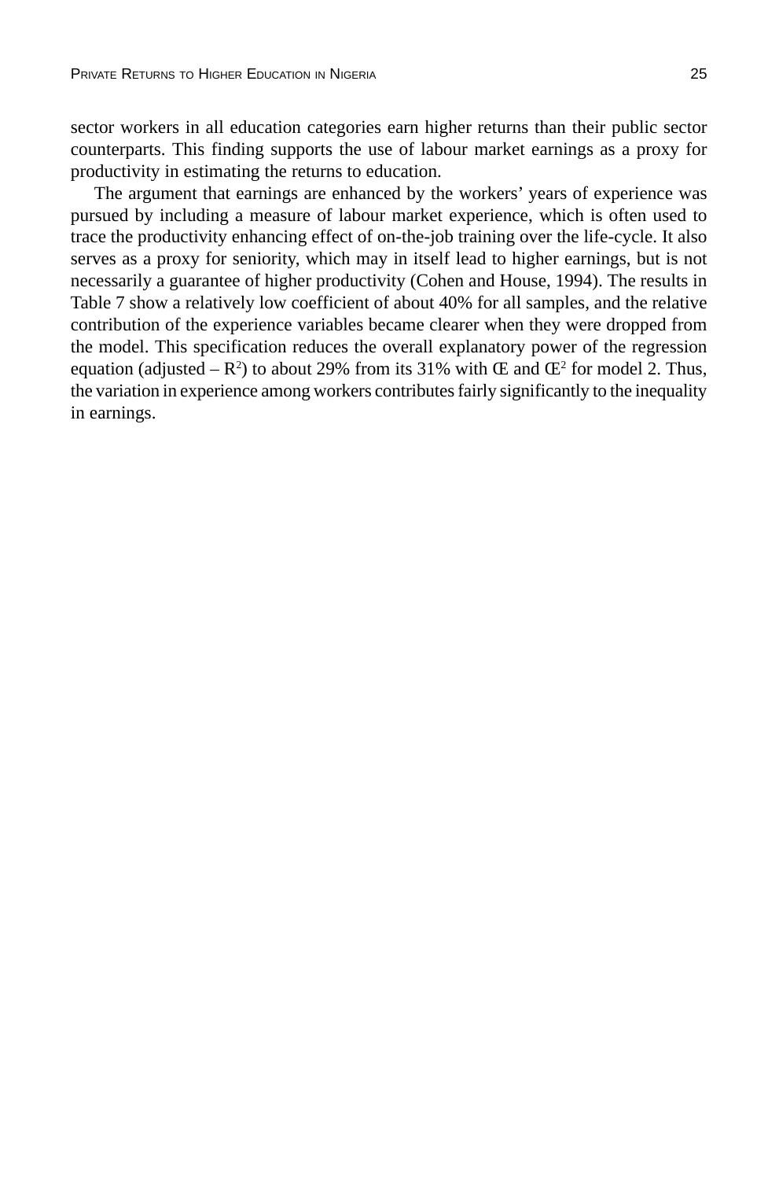sector workers in all education categories earn higher returns than their public sector counterparts. This finding supports the use of labour market earnings as a proxy for productivity in estimating the returns to education.

The argument that earnings are enhanced by the workers' years of experience was pursued by including a measure of labour market experience, which is often used to trace the productivity enhancing effect of on-the-job training over the life-cycle. It also serves as a proxy for seniority, which may in itself lead to higher earnings, but is not necessarily a guarantee of higher productivity (Cohen and House, 1994). The results in Table 7 show a relatively low coefficient of about 40% for all samples, and the relative contribution of the experience variables became clearer when they were dropped from the model. This specification reduces the overall explanatory power of the regression equation (adjusted – $R^2$) to about 29% from its 31% with Œ and $Œ^2$ for model 2. Thus, the variation in experience among workers contributes fairly significantly to the inequality in earnings.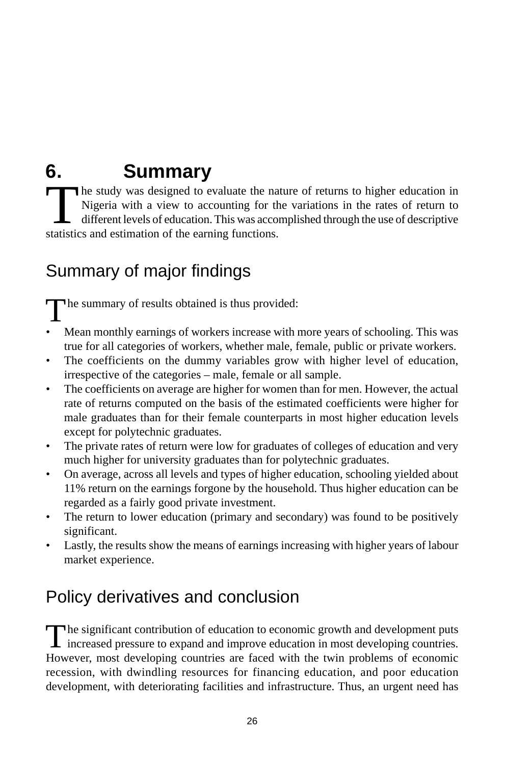# 6. Summary

The study was designed to evaluate the nature of returns to higher education in Nigeria with a view to accounting for the variations in the rates of return to different levels of education. This was accomplished through the use of descriptive statistics and estimation of the earning functions.

## Summary of major findings

The summary of results obtained is thus provided:

- Mean monthly earnings of workers increase with more years of schooling. This was true for all categories of workers, whether male, female, public or private workers.
- The coefficients on the dummy variables grow with higher level of education, irrespective of the categories – male, female or all sample.
- The coefficients on average are higher for women than for men. However, the actual rate of returns computed on the basis of the estimated coefficients were higher for male graduates than for their female counterparts in most higher education levels except for polytechnic graduates.
- The private rates of return were low for graduates of colleges of education and very much higher for university graduates than for polytechnic graduates.
- On average, across all levels and types of higher education, schooling yielded about 11% return on the earnings forgone by the household. Thus higher education can be regarded as a fairly good private investment.
- The return to lower education (primary and secondary) was found to be positively significant.
- Lastly, the results show the means of earnings increasing with higher years of labour market experience.

## Policy derivatives and conclusion

The significant contribution of education to economic growth and development puts increased pressure to expand and improve education in most developing countries. However, most developing countries are faced with the twin problems of economic recession, with dwindling resources for financing education, and poor education development, with deteriorating facilities and infrastructure. Thus, an urgent need has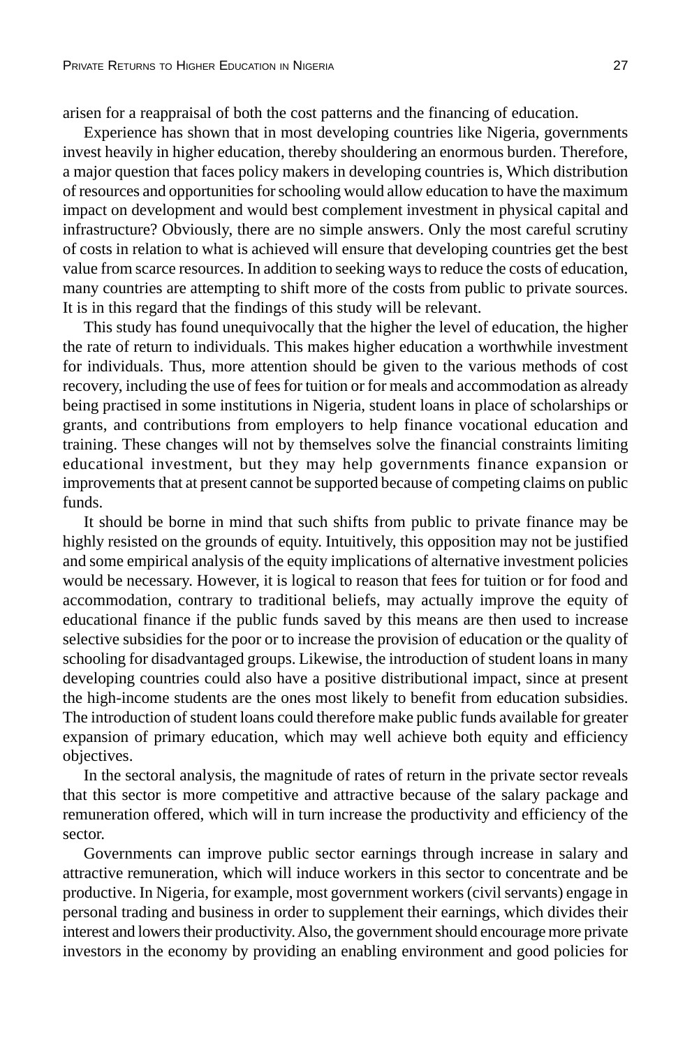arisen for a reappraisal of both the cost patterns and the financing of education.

Experience has shown that in most developing countries like Nigeria, governments invest heavily in higher education, thereby shouldering an enormous burden. Therefore, a major question that faces policy makers in developing countries is, Which distribution of resources and opportunities for schooling would allow education to have the maximum impact on development and would best complement investment in physical capital and infrastructure? Obviously, there are no simple answers. Only the most careful scrutiny of costs in relation to what is achieved will ensure that developing countries get the best value from scarce resources. In addition to seeking ways to reduce the costs of education, many countries are attempting to shift more of the costs from public to private sources. It is in this regard that the findings of this study will be relevant.

This study has found unequivocally that the higher the level of education, the higher the rate of return to individuals. This makes higher education a worthwhile investment for individuals. Thus, more attention should be given to the various methods of cost recovery, including the use of fees for tuition or for meals and accommodation as already being practised in some institutions in Nigeria, student loans in place of scholarships or grants, and contributions from employers to help finance vocational education and training. These changes will not by themselves solve the financial constraints limiting educational investment, but they may help governments finance expansion or improvements that at present cannot be supported because of competing claims on public funds.

It should be borne in mind that such shifts from public to private finance may be highly resisted on the grounds of equity. Intuitively, this opposition may not be justified and some empirical analysis of the equity implications of alternative investment policies would be necessary. However, it is logical to reason that fees for tuition or for food and accommodation, contrary to traditional beliefs, may actually improve the equity of educational finance if the public funds saved by this means are then used to increase selective subsidies for the poor or to increase the provision of education or the quality of schooling for disadvantaged groups. Likewise, the introduction of student loans in many developing countries could also have a positive distributional impact, since at present the high-income students are the ones most likely to benefit from education subsidies. The introduction of student loans could therefore make public funds available for greater expansion of primary education, which may well achieve both equity and efficiency objectives.

In the sectoral analysis, the magnitude of rates of return in the private sector reveals that this sector is more competitive and attractive because of the salary package and remuneration offered, which will in turn increase the productivity and efficiency of the sector.

Governments can improve public sector earnings through increase in salary and attractive remuneration, which will induce workers in this sector to concentrate and be productive. In Nigeria, for example, most government workers (civil servants) engage in personal trading and business in order to supplement their earnings, which divides their interest and lowers their productivity. Also, the government should encourage more private investors in the economy by providing an enabling environment and good policies for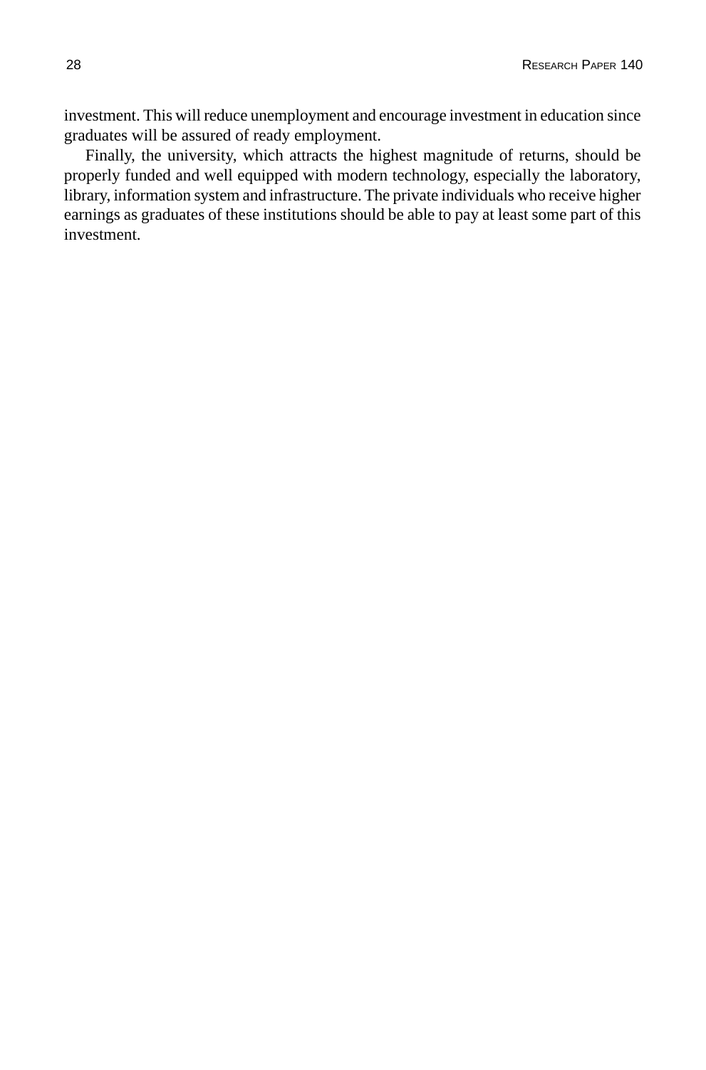investment. This will reduce unemployment and encourage investment in education since graduates will be assured of ready employment.

Finally, the university, which attracts the highest magnitude of returns, should be properly funded and well equipped with modern technology, especially the laboratory, library, information system and infrastructure. The private individuals who receive higher earnings as graduates of these institutions should be able to pay at least some part of this investment.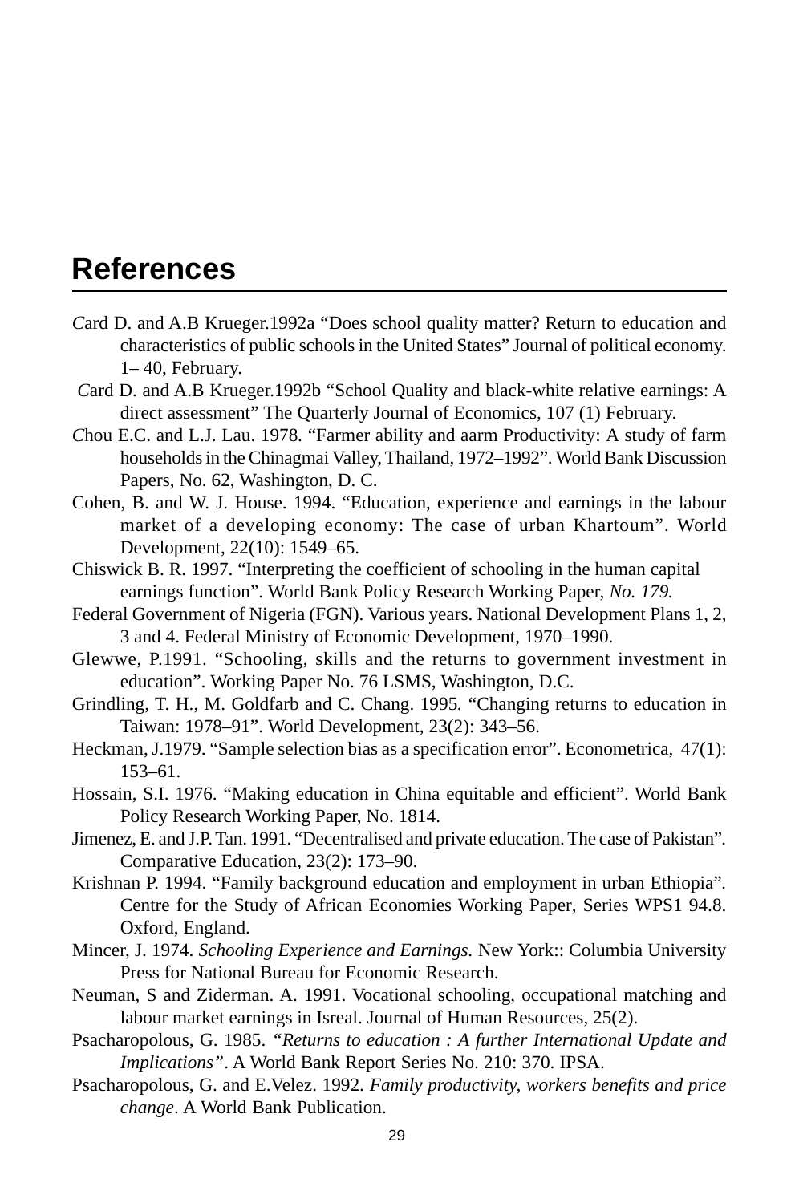## References

Card D. and A.B Krueger.1992a "Does school quality matter? Return to education and characteristics of public schools in the United States" Journal of political economy. 1– 40, February.

Card D. and A.B Krueger.1992b "School Quality and black-white relative earnings: A direct assessment" The Quarterly Journal of Economics, 107 (1) February.

Chou E.C. and L.J. Lau. 1978. "Farmer ability and aarm Productivity: A study of farm households in the Chinagmai Valley, Thailand, 1972–1992". World Bank Discussion Papers, No. 62, Washington, D. C.

Cohen, B. and W. J. House. 1994. "Education, experience and earnings in the labour market of a developing economy: The case of urban Khartoum". World Development, 22(10): 1549–65.

Chiswick B. R. 1997. "Interpreting the coefficient of schooling in the human capital earnings function". World Bank Policy Research Working Paper, *No. 179.*

Federal Government of Nigeria (FGN). Various years. National Development Plans 1, 2, 3 and 4. Federal Ministry of Economic Development, 1970–1990.

Glewwe, P.1991. "Schooling, skills and the returns to government investment in education". Working Paper No. 76 LSMS, Washington, D.C.

Grindling, T. H., M. Goldfarb and C. Chang. 1995. "Changing returns to education in Taiwan: 1978–91". World Development, 23(2): 343–56.

Heckman, J.1979. "Sample selection bias as a specification error". Econometrica, 47(1): 153–61.

Hossain, S.I. 1976. "Making education in China equitable and efficient". World Bank Policy Research Working Paper, No. 1814.

Jimenez, E. and J.P. Tan. 1991. "Decentralised and private education. The case of Pakistan". Comparative Education, 23(2): 173–90.

Krishnan P. 1994. "Family background education and employment in urban Ethiopia". Centre for the Study of African Economies Working Paper, Series WPS1 94.8. Oxford, England.

Mincer, J. 1974. *Schooling Experience and Earnings.* New York:: Columbia University Press for National Bureau for Economic Research.

Neuman, S and Ziderman. A. 1991. Vocational schooling, occupational matching and labour market earnings in Isreal. Journal of Human Resources, 25(2).

Psacharopolous, G. 1985. *"Returns to education : A further International Update and Implications"*. A World Bank Report Series No. 210: 370. IPSA.

Psacharopolous, G. and E.Velez. 1992. *Family productivity, workers benefits and price change*. A World Bank Publication.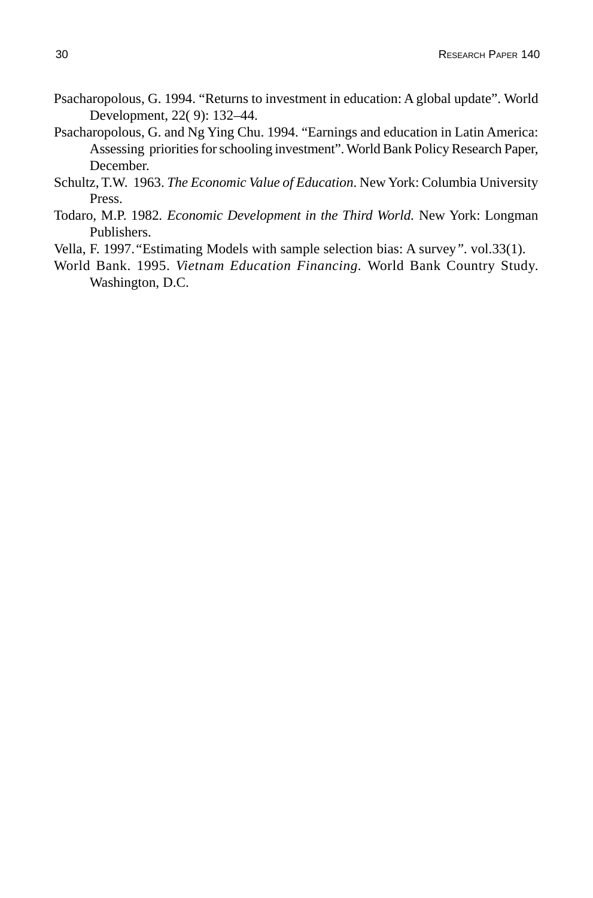Psacharopolous, G. 1994. “Returns to investment in education: A global update”. World Development, 22( 9): 132–44.

Psacharopolous, G. and Ng Ying Chu. 1994. “Earnings and education in Latin America: Assessing priorities for schooling investment”. World Bank Policy Research Paper, December.

Schultz, T.W. 1963. *The Economic Value of Education*. New York: Columbia University Press.

Todaro, M.P. 1982. *Economic Development in the Third World.* New York: Longman Publishers.

Vella, F. 1997.“Estimating Models with sample selection bias: A survey”. vol.33(1).

World Bank. 1995. *Vietnam Education Financing*. World Bank Country Study. Washington, D.C.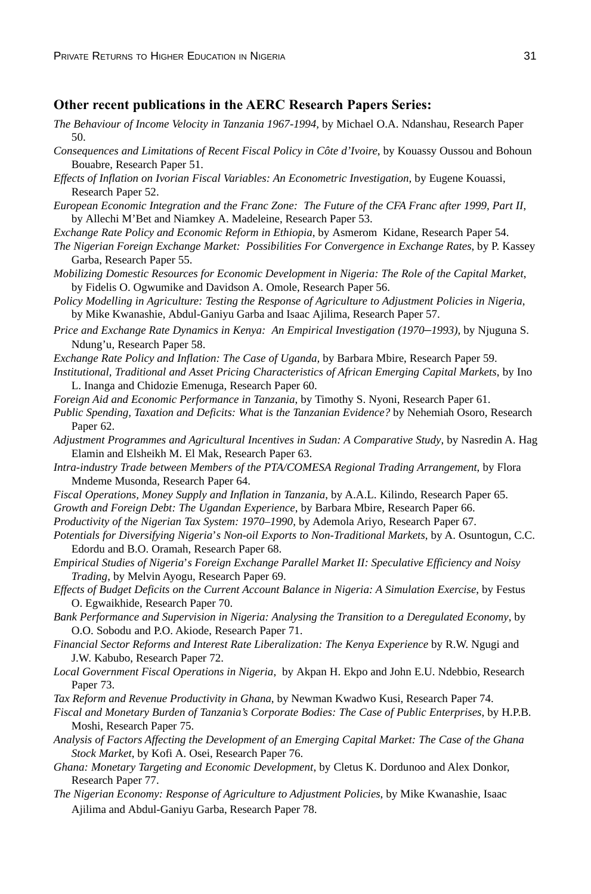**Other recent publications in the AERC Research Papers Series:**

*The Behaviour of Income Velocity in Tanzania 1967-1994*, by Michael O.A. Ndanshau, Research Paper 50.

*Consequences and Limitations of Recent Fiscal Policy in Côte d'Ivoire*, by Kouassy Oussou and Bohoun Bouabre, Research Paper 51.

*Effects of Inflation on Ivorian Fiscal Variables: An Econometric Investigation*, by Eugene Kouassi, Research Paper 52.

*European Economic Integration and the Franc Zone: The Future of the CFA Franc after 1999, Part II*, by Allechi M'Bet and Niamkey A. Madeleine, Research Paper 53.

*Exchange Rate Policy and Economic Reform in Ethiopia*, by Asmerom Kidane, Research Paper 54.

*The Nigerian Foreign Exchange Market: Possibilities For Convergence in Exchange Rates*, by P. Kassey Garba, Research Paper 55.

*Mobilizing Domestic Resources for Economic Development in Nigeria: The Role of the Capital Market*, by Fidelis O. Ogwumike and Davidson A. Omole, Research Paper 56.

*Policy Modelling in Agriculture: Testing the Response of Agriculture to Adjustment Policies in Nigeria*, by Mike Kwanashie, Abdul-Ganiyu Garba and Isaac Ajilima, Research Paper 57.

*Price and Exchange Rate Dynamics in Kenya: An Empirical Investigation (1970–1993)*, by Njuguna S. Ndung'u, Research Paper 58.

*Exchange Rate Policy and Inflation: The Case of Uganda*, by Barbara Mbire, Research Paper 59.

*Institutional, Traditional and Asset Pricing Characteristics of African Emerging Capital Markets*, by Ino L. Inanga and Chidozie Emenuga, Research Paper 60.

*Foreign Aid and Economic Performance in Tanzania*, by Timothy S. Nyoni, Research Paper 61.

*Public Spending, Taxation and Deficits: What is the Tanzanian Evidence?* by Nehemiah Osoro, Research Paper 62.

*Adjustment Programmes and Agricultural Incentives in Sudan: A Comparative Study*, by Nasredin A. Hag Elamin and Elsheikh M. El Mak, Research Paper 63.

*Intra-industry Trade between Members of the PTA/COMESA Regional Trading Arrangement*, by Flora Mndeme Musonda, Research Paper 64.

*Fiscal Operations, Money Supply and Inflation in Tanzania*, by A.A.L. Kilindo, Research Paper 65.

*Growth and Foreign Debt: The Ugandan Experience*, by Barbara Mbire, Research Paper 66.

*Productivity of the Nigerian Tax System: 1970–1990*, by Ademola Ariyo, Research Paper 67.

*Potentials for Diversifying Nigeria's Non-oil Exports to Non-Traditional Markets*, by A. Osuntogun, C.C. Edordu and B.O. Oramah, Research Paper 68.

*Empirical Studies of Nigeria's Foreign Exchange Parallel Market II: Speculative Efficiency and Noisy Trading*, by Melvin Ayogu, Research Paper 69.

*Effects of Budget Deficits on the Current Account Balance in Nigeria: A Simulation Exercise*, by Festus O. Egwaikhide, Research Paper 70.

*Bank Performance and Supervision in Nigeria: Analysing the Transition to a Deregulated Economy*, by O.O. Sobodu and P.O. Akiode, Research Paper 71.

*Financial Sector Reforms and Interest Rate Liberalization: The Kenya Experience* by R.W. Ngugi and J.W. Kabubo, Research Paper 72.

*Local Government Fiscal Operations in Nigeria*, by Akpan H. Ekpo and John E.U. Ndebbio, Research Paper 73.

*Tax Reform and Revenue Productivity in Ghana*, by Newman Kwadwo Kusi, Research Paper 74.

*Fiscal and Monetary Burden of Tanzania's Corporate Bodies: The Case of Public Enterprises*, by H.P.B. Moshi, Research Paper 75.

*Analysis of Factors Affecting the Development of an Emerging Capital Market: The Case of the Ghana Stock Market*, by Kofi A. Osei, Research Paper 76.

*Ghana: Monetary Targeting and Economic Development*, by Cletus K. Dordunoo and Alex Donkor, Research Paper 77.

*The Nigerian Economy: Response of Agriculture to Adjustment Policies*, by Mike Kwanashie, Isaac Ajilima and Abdul-Ganiyu Garba, Research Paper 78.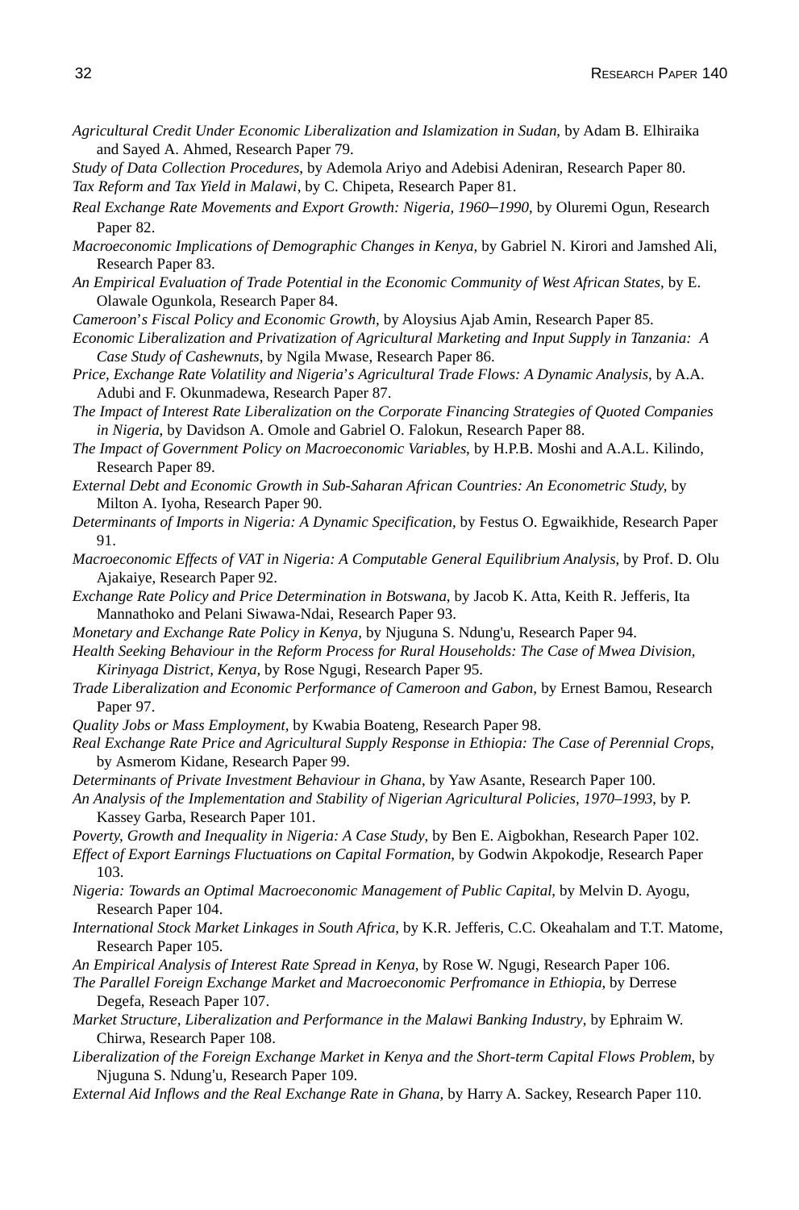*Agricultural Credit Under Economic Liberalization and Islamization in Sudan*, by Adam B. Elhiraika and Sayed A. Ahmed, Research Paper 79.

*Study of Data Collection Procedures*, by Ademola Ariyo and Adebisi Adeniran, Research Paper 80.

*Tax Reform and Tax Yield in Malawi*, by C. Chipeta, Research Paper 81.

*Real Exchange Rate Movements and Export Growth: Nigeria, 1960–1990*, by Oluremi Ogun, Research Paper 82.

*Macroeconomic Implications of Demographic Changes in Kenya*, by Gabriel N. Kirori and Jamshed Ali, Research Paper 83.

*An Empirical Evaluation of Trade Potential in the Economic Community of West African States*, by E. Olawale Ogunkola, Research Paper 84.

*Cameroon's Fiscal Policy and Economic Growth*, by Aloysius Ajab Amin, Research Paper 85.

*Economic Liberalization and Privatization of Agricultural Marketing and Input Supply in Tanzania: A Case Study of Cashewnuts*, by Ngila Mwase, Research Paper 86.

*Price, Exchange Rate Volatility and Nigeria's Agricultural Trade Flows: A Dynamic Analysis*, by A.A. Adubi and F. Okunmadewa, Research Paper 87.

*The Impact of Interest Rate Liberalization on the Corporate Financing Strategies of Quoted Companies in Nigeria*, by Davidson A. Omole and Gabriel O. Falokun, Research Paper 88.

*The Impact of Government Policy on Macroeconomic Variables*, by H.P.B. Moshi and A.A.L. Kilindo, Research Paper 89.

*External Debt and Economic Growth in Sub-Saharan African Countries: An Econometric Study*, by Milton A. Iyoha, Research Paper 90.

*Determinants of Imports in Nigeria: A Dynamic Specification*, by Festus O. Egwaikhide, Research Paper 91.

*Macroeconomic Effects of VAT in Nigeria: A Computable General Equilibrium Analysis*, by Prof. D. Olu Ajakaiye, Research Paper 92.

*Exchange Rate Policy and Price Determination in Botswana*, by Jacob K. Atta, Keith R. Jefferis, Ita Mannathoko and Pelani Siwawa-Ndai, Research Paper 93.

*Monetary and Exchange Rate Policy in Kenya*, by Njuguna S. Ndung'u, Research Paper 94.

*Health Seeking Behaviour in the Reform Process for Rural Households: The Case of Mwea Division, Kirinyaga District, Kenya*, by Rose Ngugi, Research Paper 95.

*Trade Liberalization and Economic Performance of Cameroon and Gabon*, by Ernest Bamou, Research Paper 97.

*Quality Jobs or Mass Employment*, by Kwabia Boateng, Research Paper 98.

*Real Exchange Rate Price and Agricultural Supply Response in Ethiopia: The Case of Perennial Crops*, by Asmerom Kidane, Research Paper 99.

*Determinants of Private Investment Behaviour in Ghana*, by Yaw Asante, Research Paper 100.

*An Analysis of the Implementation and Stability of Nigerian Agricultural Policies, 1970–1993*, by P. Kassey Garba, Research Paper 101.

*Poverty, Growth and Inequality in Nigeria: A Case Study*, by Ben E. Aigbokhan, Research Paper 102.

*Effect of Export Earnings Fluctuations on Capital Formation*, by Godwin Akpokodje, Research Paper 103.

*Nigeria: Towards an Optimal Macroeconomic Management of Public Capital*, by Melvin D. Ayogu, Research Paper 104.

*International Stock Market Linkages in South Africa*, by K.R. Jefferis, C.C. Okeahalam and T.T. Matome, Research Paper 105.

*An Empirical Analysis of Interest Rate Spread in Kenya*, by Rose W. Ngugi, Research Paper 106.

*The Parallel Foreign Exchange Market and Macroeconomic Perfromance in Ethiopia*, by Derrese Degefa, Reseach Paper 107.

*Market Structure, Liberalization and Performance in the Malawi Banking Industry*, by Ephraim W. Chirwa, Research Paper 108.

*Liberalization of the Foreign Exchange Market in Kenya and the Short-term Capital Flows Problem*, by Njuguna S. Ndung'u, Research Paper 109.

*External Aid Inflows and the Real Exchange Rate in Ghana*, by Harry A. Sackey, Research Paper 110.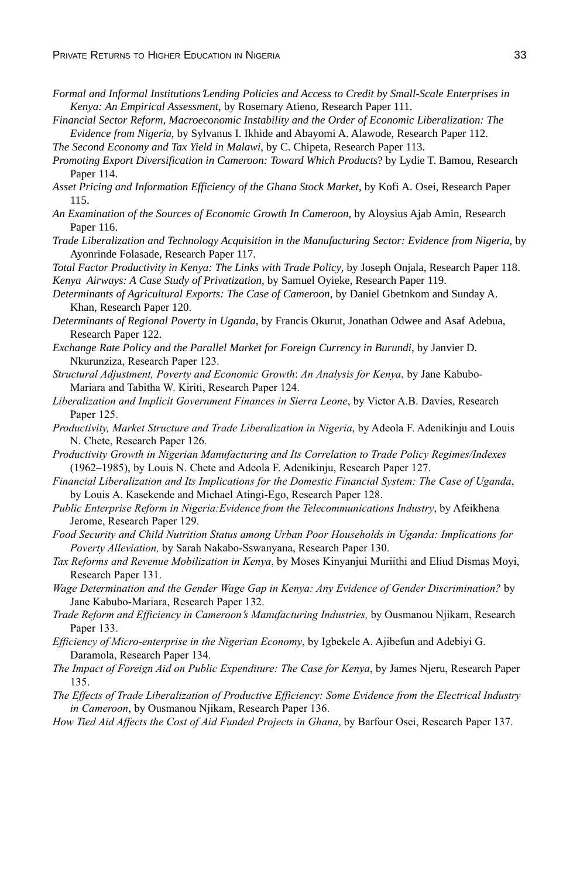*Formal and Informal Institutions' Lending Policies and Access to Credit by Small-Scale Enterprises in Kenya: An Empirical Assessment*, by Rosemary Atieno, Research Paper 111.

*Financial Sector Reform, Macroeconomic Instability and the Order of Economic Liberalization: The Evidence from Nigeria*, by Sylvanus I. Ikhide and Abayomi A. Alawode, Research Paper 112.

*The Second Economy and Tax Yield in Malawi*, by C. Chipeta, Research Paper 113.

*Promoting Export Diversification in Cameroon: Toward Which Products*? by Lydie T. Bamou, Research Paper 114.

*Asset Pricing and Information Efficiency of the Ghana Stock Market*, by Kofi A. Osei, Research Paper 115.

*An Examination of the Sources of Economic Growth In Cameroon*, by Aloysius Ajab Amin, Research Paper 116.

*Trade Liberalization and Technology Acquisition in the Manufacturing Sector: Evidence from Nigeria*, by Ayonrinde Folasade, Research Paper 117.

*Total Factor Productivity in Kenya: The Links with Trade Policy*, by Joseph Onjala, Research Paper 118.

*Kenya Airways: A Case Study of Privatization*, by Samuel Oyieke, Research Paper 119.

*Determinants of Agricultural Exports: The Case of Cameroon*, by Daniel Gbetnkom and Sunday A. Khan, Research Paper 120.

*Determinants of Regional Poverty in Uganda*, by Francis Okurut, Jonathan Odwee and Asaf Adebua, Research Paper 122.

*Exchange Rate Policy and the Parallel Market for Foreign Currency in Burundi*, by Janvier D. Nkurunziza, Research Paper 123.

*Structural Adjustment, Poverty and Economic Growth: An Analysis for Kenya*, by Jane Kabubo-Mariara and Tabitha W. Kiriti, Research Paper 124.

*Liberalization and Implicit Government Finances in Sierra Leone*, by Victor A.B. Davies, Research Paper 125.

*Productivity, Market Structure and Trade Liberalization in Nigeria*, by Adeola F. Adenikinju and Louis N. Chete, Research Paper 126.

*Productivity Growth in Nigerian Manufacturing and Its Correlation to Trade Policy Regimes/Indexes* (1962–1985), by Louis N. Chete and Adeola F. Adenikinju, Research Paper 127.

*Financial Liberalization and Its Implications for the Domestic Financial System: The Case of Uganda*, by Louis A. Kasekende and Michael Atingi-Ego, Research Paper 128.

*Public Enterprise Reform in Nigeria:Evidence from the Telecommunications Industry*, by Afeikhena Jerome, Research Paper 129.

*Food Security and Child Nutrition Status among Urban Poor Households in Uganda: Implications for Poverty Alleviation,* by Sarah Nakabo-Sswanyana, Research Paper 130.

*Tax Reforms and Revenue Mobilization in Kenya*, by Moses Kinyanjui Muriithi and Eliud Dismas Moyi, Research Paper 131.

*Wage Determination and the Gender Wage Gap in Kenya: Any Evidence of Gender Discrimination?* by Jane Kabubo-Mariara, Research Paper 132.

*Trade Reform and Efficiency in Cameroon's Manufacturing Industries,* by Ousmanou Njikam, Research Paper 133.

*Efficiency of Micro-enterprise in the Nigerian Economy*, by Igbekele A. Ajibefun and Adebiyi G. Daramola, Research Paper 134.

*The Impact of Foreign Aid on Public Expenditure: The Case for Kenya*, by James Njeru, Research Paper 135.

*The Effects of Trade Liberalization of Productive Efficiency: Some Evidence from the Electrical Industry in Cameroon*, by Ousmanou Njikam, Research Paper 136.

*How Tied Aid Affects the Cost of Aid Funded Projects in Ghana*, by Barfour Osei, Research Paper 137.